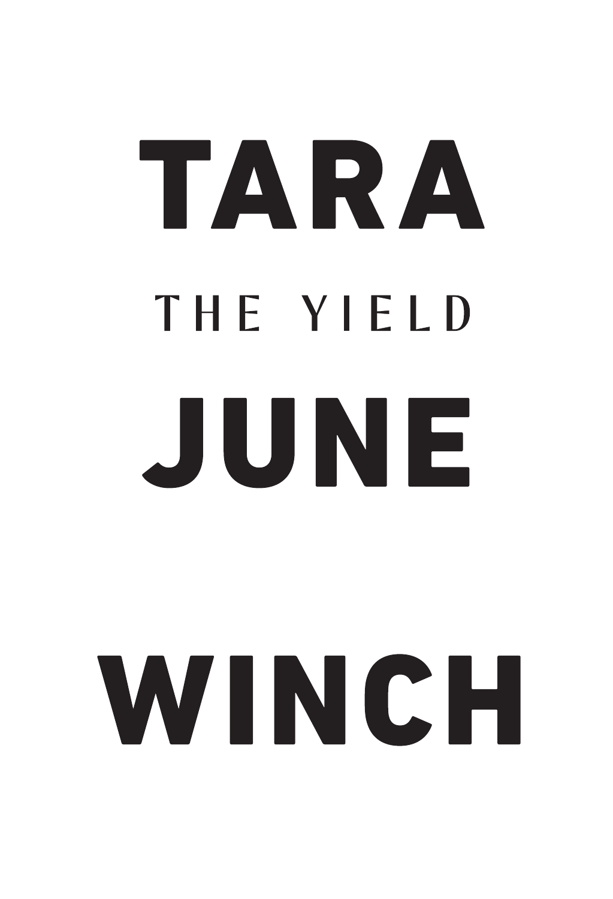# TARA

## THE YIELD

# JUNE

# WINCH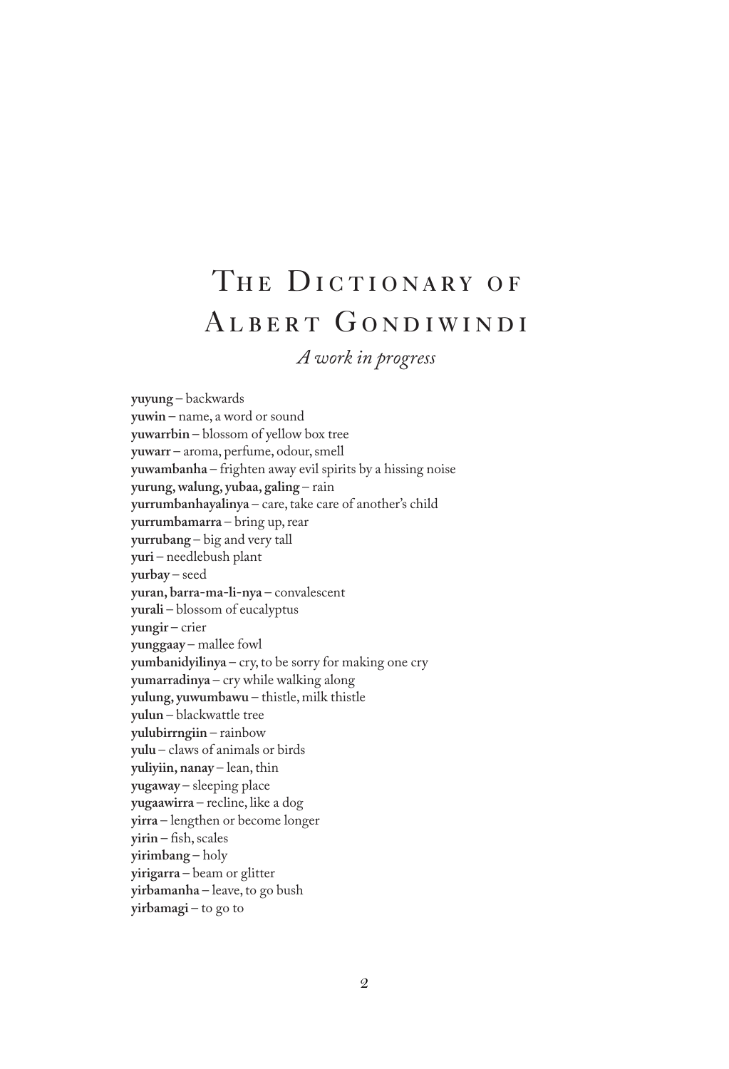# The Dictionary of Albert Gondiwindi

*A work in progress*

**yuyung** – backwards
**yuwin** – name, a word or sound
**yuwarrbin** – blossom of yellow box tree
**yuwarr** – aroma, perfume, odour, smell
**yuwambanha** – frighten away evil spirits by a hissing noise
**yurung, walung, yubaa, galing** – rain
**yurrumbanhayalinya** – care, take care of another's child
**yurrumbamarra** – bring up, rear
**yurrubang** – big and very tall
**yuri** – needlebush plant
**yurbay** – seed
**yuran, barra-ma-li-nya** – convalescent
**yurali** – blossom of eucalyptus
**yungir** – crier
**yunggaay** – mallee fowl
**yumbanidyilinya** – cry, to be sorry for making one cry
**yumarradinya** – cry while walking along
**yulung, yuwumbawu** – thistle, milk thistle
**yulun** – blackwattle tree
**yulubirrngiin** – rainbow
**yulu** – claws of animals or birds
**yuliyiin, nanay** – lean, thin
**yugaway** – sleeping place
**yugaawirra** – recline, like a dog
**yirra** – lengthen or become longer
**yirin** – fish, scales
**yirimbang** – holy
**yirigarra** – beam or glitter
**yirbamanha** – leave, to go bush
**yirbamagi** – to go to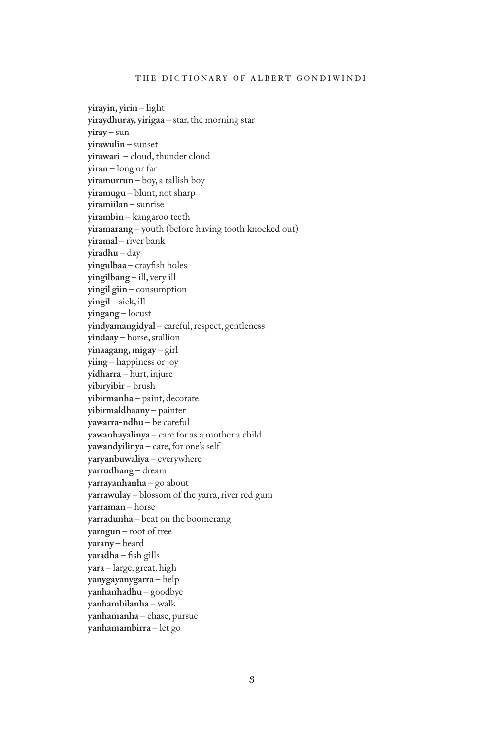**yirayin, yirin** – light
**yiraydhuray, yirigaa** – star, the morning star
**yiray** – sun
**yirawulin** – sunset
**yirawari** – cloud, thunder cloud
**yiran** – long or far
**yiramurrun** – boy, a tallish boy
**yiramugu** – blunt, not sharp
**yiramiilan** – sunrise
**yirambin** – kangaroo teeth
**yiramarang** – youth (before having tooth knocked out)
**yiramal** – river bank
**yiradhu** – day
**yingulbaa** – crayfish holes
**yingilbang** – ill, very ill
**yingil giin** – consumption
**yingil** – sick, ill
**yingang** – locust
**yindyamangidyal** – careful, respect, gentleness
**yindaay** – horse, stallion
**yinaagang, migay** – girl
**yiing** – happiness or joy
**yidharra** – hurt, injure
**yibiryibir** – brush
**yibirmanha** – paint, decorate
**yibirmaldhaany** – painter
**yawarra-ndhu** – be careful
**yawanhayalinya** – care for as a mother a child
**yawandyilinya** – care, for one's self
**yaryanbuwaliya** – everywhere
**yarrudhang** – dream
**yarrayanhanha** – go about
**yarrawulay** – blossom of the yarra, river red gum
**yarraman** – horse
**yarradunha** – beat on the boomerang
**yarngun** – root of tree
**yarany** – beard
**yaradha** – fish gills
**yara** – large, great, high
**yanygayanygarra** – help
**yanhanhadhu** – goodbye
**yanhambilanha** – walk
**yanhamanha** – chase, pursue
**yanhamambirra** – let go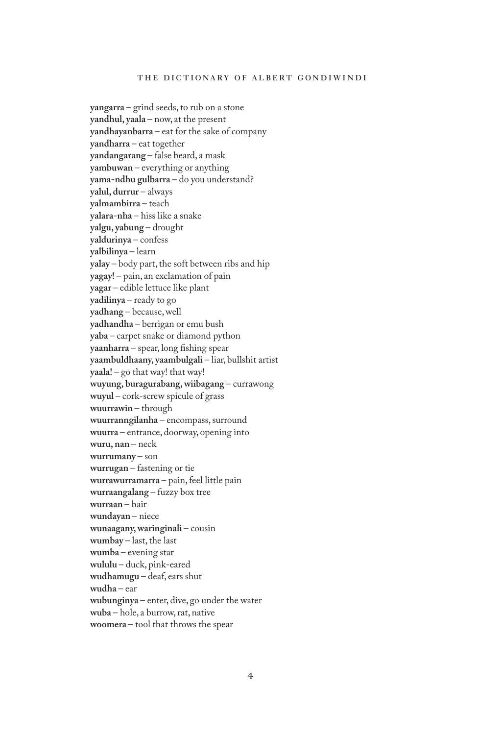**yangarra** – grind seeds, to rub on a stone
**yandhul, yaala** – now, at the present
**yandhayanbarra** – eat for the sake of company
**yandharra** – eat together
**yandangarang** – false beard, a mask
**yambuwan** – everything or anything
**yama-ndhu gulbarra** – do you understand?
**yalul, durrur** – always
**yalmambirra** – teach
**yalara-nha** – hiss like a snake
**yalgu, yabung** – drought
**yaldurinya** – confess
**yalbilinya** – learn
**yalay** – body part, the soft between ribs and hip
**yagay!** – pain, an exclamation of pain
**yagar** – edible lettuce like plant
**yadilinya** – ready to go
**yadhang** – because, well
**yadhandha** – berrigan or emu bush
**yaba** – carpet snake or diamond python
**yaanharra** – spear, long fishing spear
**yaambuldhaany, yaambulgali** – liar, bullshit artist
**yaala!** – go that way! that way!
**wuyung, buragurabang, wiibagang** – currawong
**wuyul** – cork-screw spicule of grass
**wuurrawin** – through
**wuurranngilanha** – encompass, surround
**wuurra** – entrance, doorway, opening into
**wuru, nan** – neck
**wurrumany** – son
**wurrugan** – fastening or tie
**wurrawurramarra** – pain, feel little pain
**wurraangalang** – fuzzy box tree
**wurraan** – hair
**wundayan** – niece
**wunaagany, waringinali** – cousin
**wumbay** – last, the last
**wumba** – evening star
**wululu** – duck, pink-eared
**wudhamugu** – deaf, ears shut
**wudha** – ear
**wubunginya** – enter, dive, go under the water
**wuba** – hole, a burrow, rat, native
**woomera** – tool that throws the spear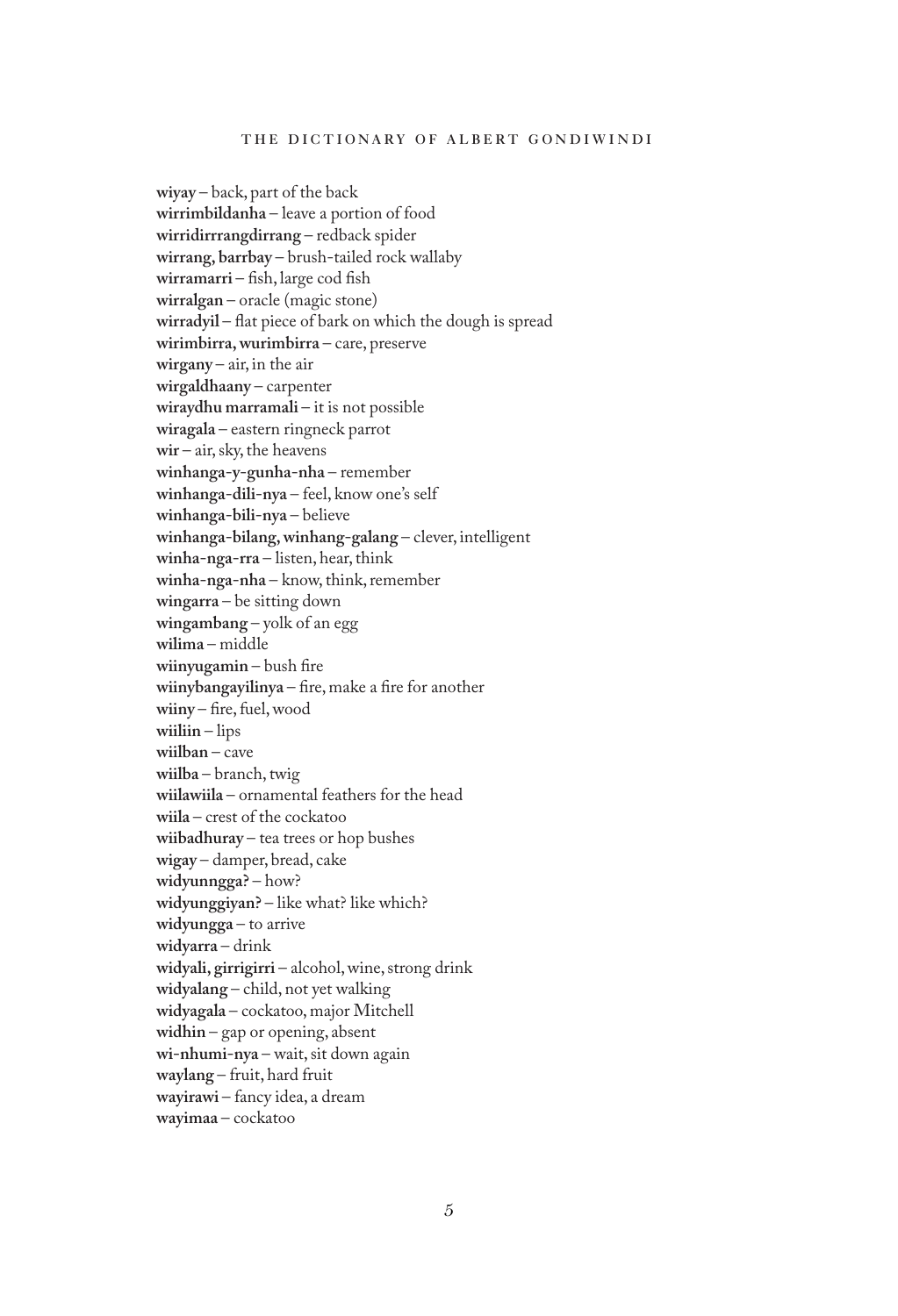**wiyay** – back, part of the back
**wirrimbildanha** – leave a portion of food
**wirridirrrangdirrang** – redback spider
**wirrang, barrbay** – brush-tailed rock wallaby
**wirramarri** – fish, large cod fish
**wirralgan** – oracle (magic stone)
**wirradyil** – flat piece of bark on which the dough is spread
**wirimbirra, wurimbirra** – care, preserve
**wirgany** – air, in the air
**wirgaldhaany** – carpenter
**wiraydhu marramali** – it is not possible
**wiragala** – eastern ringneck parrot
**wir** – air, sky, the heavens
**winhanga-y-gunha-nha** – remember
**winhanga-dili-nya** – feel, know one's self
**winhanga-bili-nya** – believe
**winhanga-bilang, winhang-galang** – clever, intelligent
**winha-nga-rra** – listen, hear, think
**winha-nga-nha** – know, think, remember
**wingarra** – be sitting down
**wingambang** – yolk of an egg
**wilima** – middle
**wiinyugamin** – bush fire
**wiinybangayilinya** – fire, make a fire for another
**wiiny** – fire, fuel, wood
**wiiliin** – lips
**wiilban** – cave
**wiilba** – branch, twig
**wiilawiila** – ornamental feathers for the head
**wiila** – crest of the cockatoo
**wiibadhuray** – tea trees or hop bushes
**wigay** – damper, bread, cake
**widyunngga?** – how?
**widyunggiyan?** – like what? like which?
**widyungga** – to arrive
**widyarra** – drink
**widyali, girrigirri** – alcohol, wine, strong drink
**widyalang** – child, not yet walking
**widyagala** – cockatoo, major Mitchell
**widhin** – gap or opening, absent
**wi-nhumi-nya** – wait, sit down again
**waylang** – fruit, hard fruit
**wayirawi** – fancy idea, a dream
**wayimaa** – cockatoo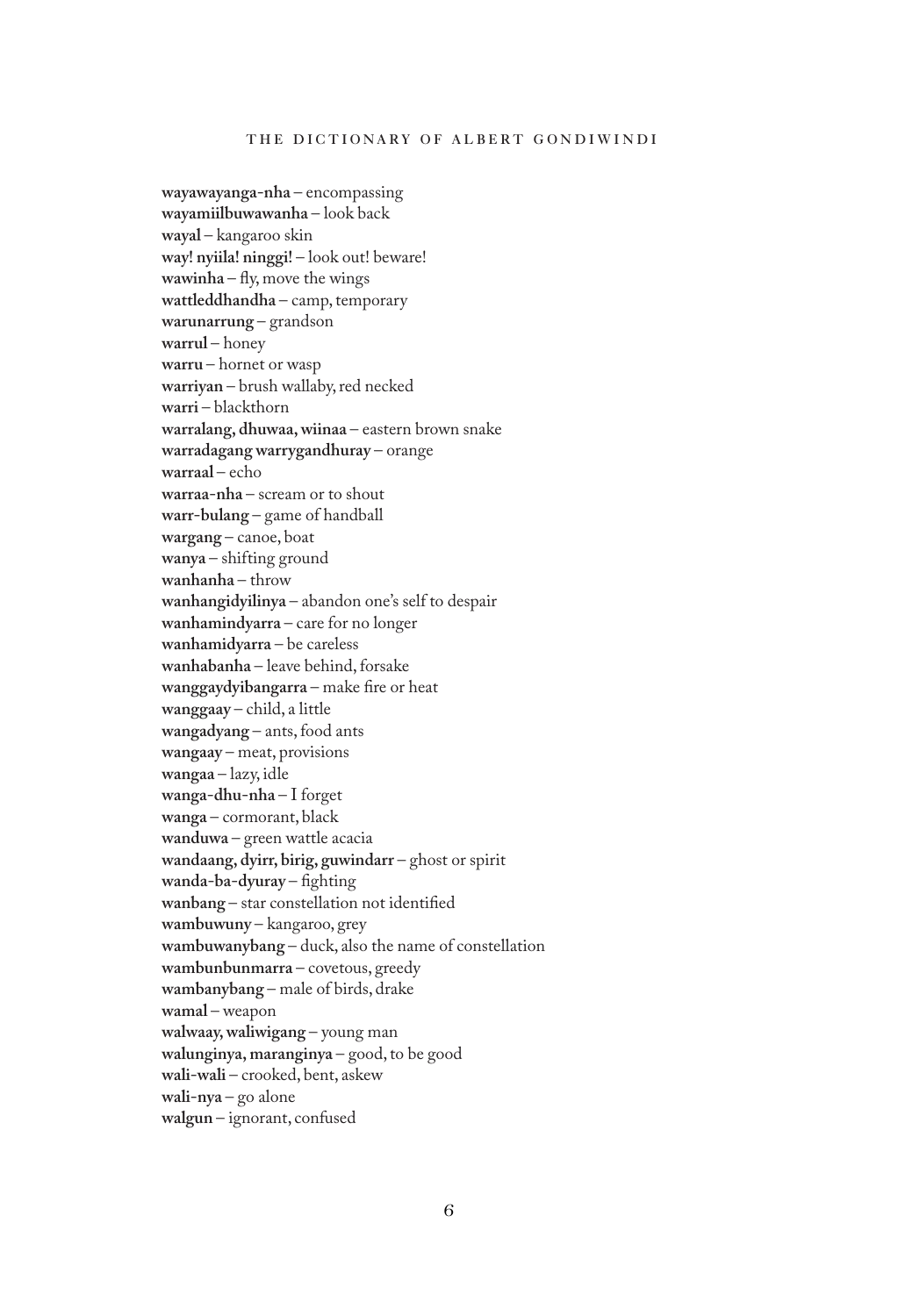**wayawayanga-nha** – encompassing
**wayamiilbuwawanha** – look back
**wayal** – kangaroo skin
**way! nyiila! ninggi!** – look out! beware!
**wawinha** – fly, move the wings
**wattleddhandha** – camp, temporary
**warunarrung** – grandson
**warrul** – honey
**warru** – hornet or wasp
**warriyan** – brush wallaby, red necked
**warri** – blackthorn
**warralang, dhuwaa, wiinaa** – eastern brown snake
**warradagang warrygandhuray** – orange
**warraal** – echo
**warraa-nha** – scream or to shout
**warr-bulang** – game of handball
**wargang** – canoe, boat
**wanya** – shifting ground
**wanhanha** – throw
**wanhangidyilinya** – abandon one's self to despair
**wanhamindyarra** – care for no longer
**wanhamidyarra** – be careless
**wanhabanha** – leave behind, forsake
**wanggaydyibangarra** – make fire or heat
**wanggaay** – child, a little
**wangadyang** – ants, food ants
**wangaay** – meat, provisions
**wangaa** – lazy, idle
**wanga-dhu-nha** – I forget
**wanga** – cormorant, black
**wanduwa** – green wattle acacia
**wandaang, dyirr, birig, guwindarr** – ghost or spirit
**wanda-ba-dyuray** – fighting
**wanbang** – star constellation not identified
**wambuwuny** – kangaroo, grey
**wambuwanybang** – duck, also the name of constellation
**wambunbunmarra** – covetous, greedy
**wambanybang** – male of birds, drake
**wamal** – weapon
**walwaay, waliwigang** – young man
**walunginya, maranginya** – good, to be good
**wali-wali** – crooked, bent, askew
**wali-nya** – go alone
**walgun** – ignorant, confused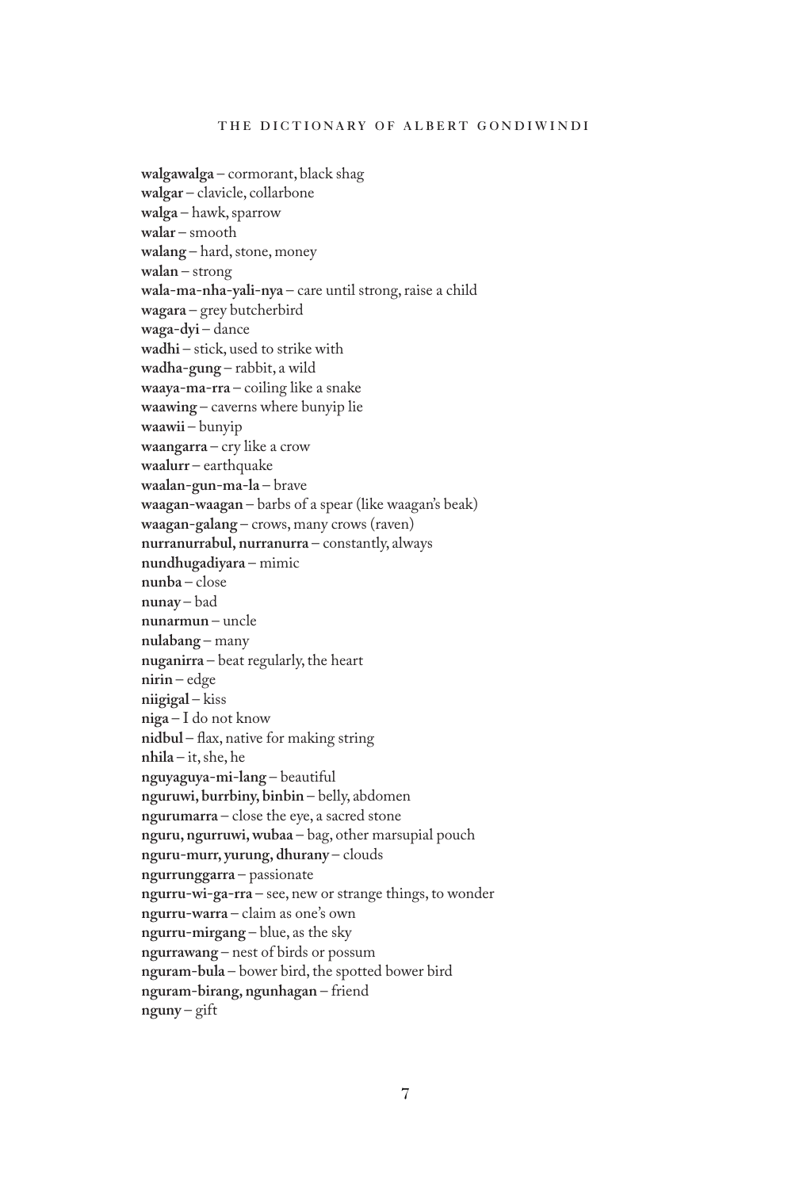**walgawalga** – cormorant, black shag
**walgar** – clavicle, collarbone
**walga** – hawk, sparrow
**walar** – smooth
**walang** – hard, stone, money
**walan** – strong
**wala-ma-nha-yali-nya** – care until strong, raise a child
**wagara** – grey butcherbird
**waga-dyi** – dance
**wadhi** – stick, used to strike with
**wadha-gung** – rabbit, a wild
**waaya-ma-rra** – coiling like a snake
**waawing** – caverns where bunyip lie
**waawii** – bunyip
**waangarra** – cry like a crow
**waalurr** – earthquake
**waalan-gun-ma-la** – brave
**waagan-waagan** – barbs of a spear (like waagan's beak)
**waagan-galang** – crows, many crows (raven)
**nurranurrabul, nurranurra** – constantly, always
**nundhugadiyara** – mimic
**nunba** – close
**nunay** – bad
**nunarmun** – uncle
**nulabang** – many
**nuganirra** – beat regularly, the heart
**nirin** – edge
**niigigal** – kiss
**niga** – I do not know
**nidbul** – flax, native for making string
**nhila** – it, she, he
**nguyaguya-mi-lang** – beautiful
**nguruwi, burrbiny, binbin** – belly, abdomen
**ngurumarra** – close the eye, a sacred stone
**nguru, ngurruwi, wubaa** – bag, other marsupial pouch
**nguru-murr, yurung, dhurany** – clouds
**ngurrunggarra** – passionate
**ngurru-wi-ga-rra** – see, new or strange things, to wonder
**ngurru-warra** – claim as one's own
**ngurru-mirgang** – blue, as the sky
**ngurrawang** – nest of birds or possum
**nguram-bula** – bower bird, the spotted bower bird
**nguram-birang, ngunhagan** – friend
**nguny** – gift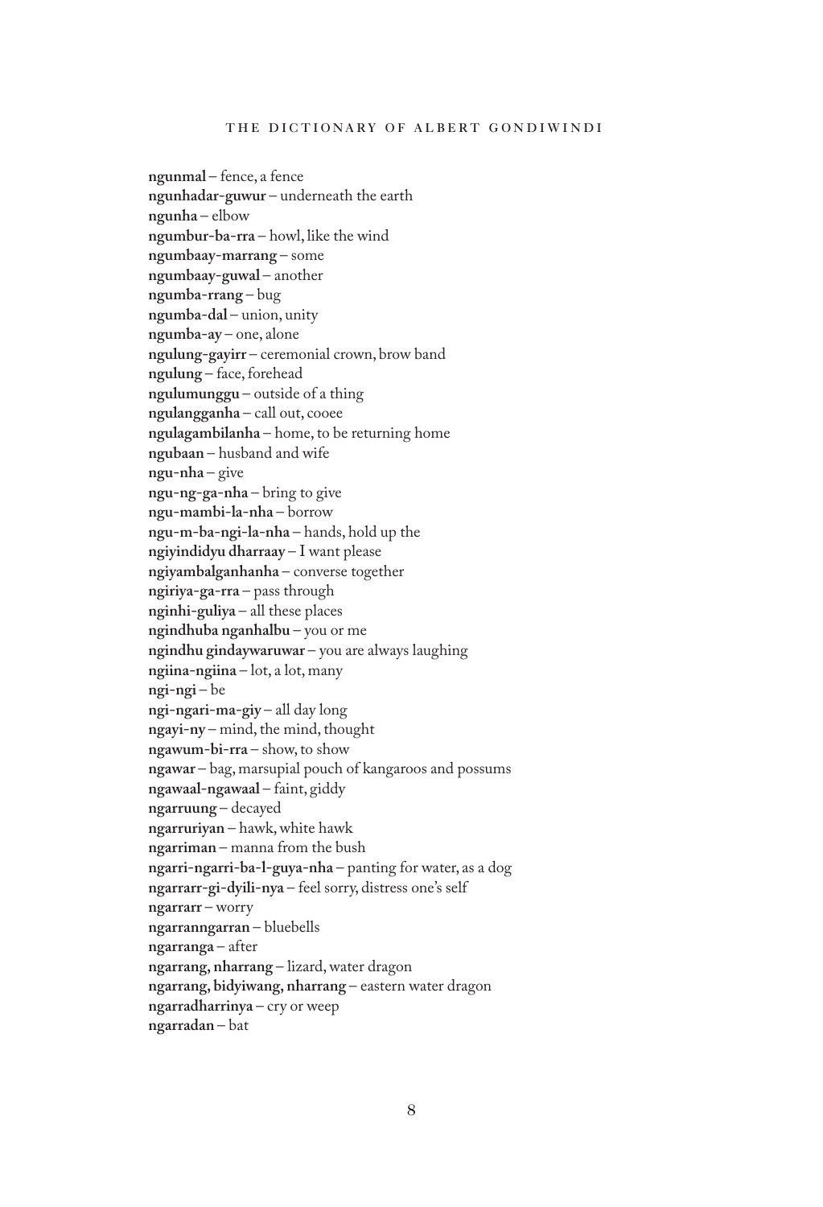**ngunmal** – fence, a fence  
**ngunhadar-guwur** – underneath the earth  
**ngunha** – elbow  
**ngumbur-ba-rra** – howl, like the wind  
**ngumbaay-marrang** – some  
**ngumbaay-guwal** – another  
**ngumba-rrang** – bug  
**ngumba-dal** – union, unity  
**ngumba-ay** – one, alone  
**ngulung-gayirr** – ceremonial crown, brow band  
**ngulung** – face, forehead  
**ngulumunggu** – outside of a thing  
**ngulangganha** – call out, cooee  
**ngulagambilanha** – home, to be returning home  
**ngubaan** – husband and wife  
**ngu-nha** – give  
**ngu-ng-ga-nha** – bring to give  
**ngu-mambi-la-nha** – borrow  
**ngu-m-ba-ngi-la-nha** – hands, hold up the  
**ngiyindidyu dharraay** – I want please  
**ngiyambalganhanha** – converse together  
**ngiriya-ga-rra** – pass through  
**nginhi-guliya** – all these places  
**ngindhuba nganhalbu** – you or me  
**ngindhu gindaywaruwar** – you are always laughing  
**ngiina-ngiina** – lot, a lot, many  
**ngi-ngi** – be  
**ngi-ngari-ma-giy** – all day long  
**ngayi-ny** – mind, the mind, thought  
**ngawum-bi-rra** – show, to show  
**ngawar** – bag, marsupial pouch of kangaroos and possums  
**ngawaal-ngawaal** – faint, giddy  
**ngarruung** – decayed  
**ngarruriyan** – hawk, white hawk  
**ngarriman** – manna from the bush  
**ngarri-ngarri-ba-l-guya-nha** – panting for water, as a dog  
**ngarrarr-gi-dyili-nya** – feel sorry, distress one's self  
**ngarrarr** – worry  
**ngarranngarran** – bluebells  
**ngarranga** – after  
**ngarrang, nharrang** – lizard, water dragon  
**ngarrang, bidyiwang, nharrang** – eastern water dragon  
**ngarradharrinya** – cry or weep  
**ngarradan** – bat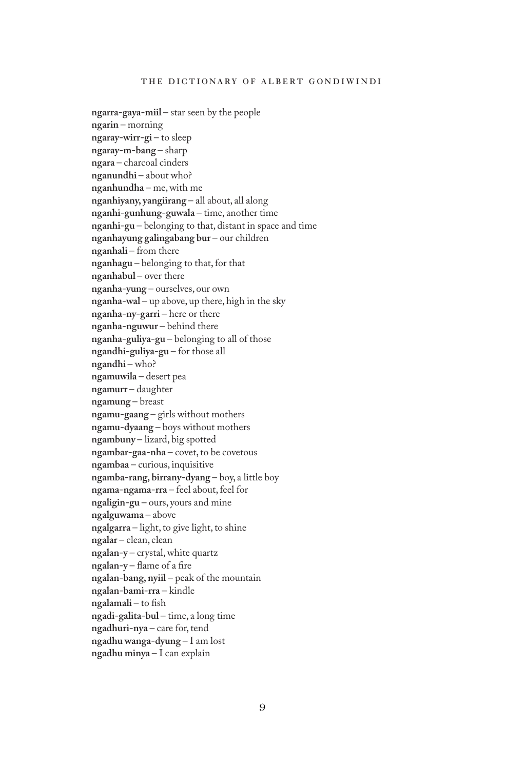**ngarra-gaya-miil** – star seen by the people
**ngarin** – morning
**ngaray-wirr-gi** – to sleep
**ngaray-m-bang** – sharp
**ngara** – charcoal cinders
**nganundhi** – about who?
**nganhundha** – me, with me
**nganhiyany, yangiirang** – all about, all along
**nganhi-gunhung-guwala** – time, another time
**nganhi-gu** – belonging to that, distant in space and time
**nganhayung galingabang bur** – our children
**nganhali** – from there
**nganhagu** – belonging to that, for that
**nganhabul** – over there
**nganha-yung** – ourselves, our own
**nganha-wal** – up above, up there, high in the sky
**nganha-ny-garri** – here or there
**nganha-nguwur** – behind there
**nganha-guliya-gu** – belonging to all of those
**ngandhi-guliya-gu** – for those all
**ngandhi** – who?
**ngamuwila** – desert pea
**ngamurr** – daughter
**ngamung** – breast
**ngamu-gaang** – girls without mothers
**ngamu-dyaang** – boys without mothers
**ngambuny** – lizard, big spotted
**ngambar-gaa-nha** – covet, to be covetous
**ngambaa** – curious, inquisitive
**ngamba-rang, birrany-dyang** – boy, a little boy
**ngama-ngama-rra** – feel about, feel for
**ngaligin-gu** – ours, yours and mine
**ngalguwama** – above
**ngalgarra** – light, to give light, to shine
**ngalar** – clean, clean
**ngalan-y** – crystal, white quartz
**ngalan-y** – flame of a fire
**ngalan-bang, nyiil** – peak of the mountain
**ngalan-bami-rra** – kindle
**ngalamali** – to fish
**ngadi-galita-bul** – time, a long time
**ngadhuri-nya** – care for, tend
**ngadhu wanga-dyung** – I am lost
**ngadhu minya** – I can explain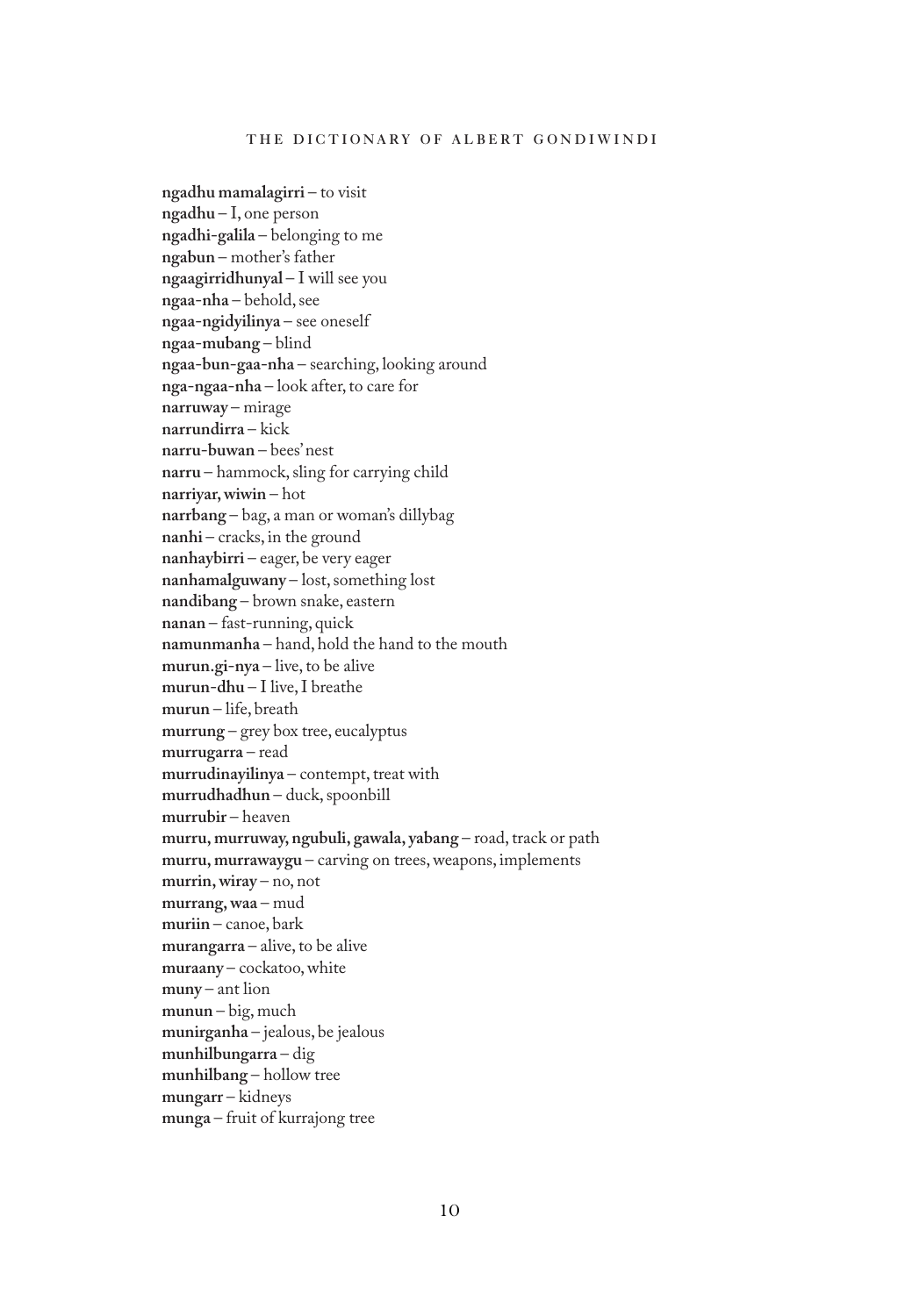**ngadhu mamalagirri** – to visit
**ngadhu** – I, one person
**ngadhi-galila** – belonging to me
**ngabun** – mother's father
**ngaagirridhunyal** – I will see you
**ngaa-nha** – behold, see
**ngaa-ngidyilinya** – see oneself
**ngaa-mubang** – blind
**ngaa-bun-gaa-nha** – searching, looking around
**nga-ngaa-nha** – look after, to care for
**narruway** – mirage
**narrundirra** – kick
**narru-buwan** – bees' nest
**narru** – hammock, sling for carrying child
**narriyar, wiwin** – hot
**narrbang** – bag, a man or woman's dillybag
**nanhi** – cracks, in the ground
**nanhaybirri** – eager, be very eager
**nanhamalguwany** – lost, something lost
**nandibang** – brown snake, eastern
**nanan** – fast-running, quick
**namunmanha** – hand, hold the hand to the mouth
**murun.gi-nya** – live, to be alive
**murun-dhu** – I live, I breathe
**murun** – life, breath
**murrung** – grey box tree, eucalyptus
**murrugarra** – read
**murrudinayilinya** – contempt, treat with
**murrudhadhun** – duck, spoonbill
**murrubir** – heaven
**murru, murruway, ngubuli, gawala, yabang** – road, track or path
**murru, murrawaygu** – carving on trees, weapons, implements
**murrin, wiray** – no, not
**murrang, waa** – mud
**muriin** – canoe, bark
**murangarra** – alive, to be alive
**muraany** – cockatoo, white
**muny** – ant lion
**munun** – big, much
**munirganha** – jealous, be jealous
**munhilbungarra** – dig
**munhilbang** – hollow tree
**mungarr** – kidneys
**munga** – fruit of kurrajong tree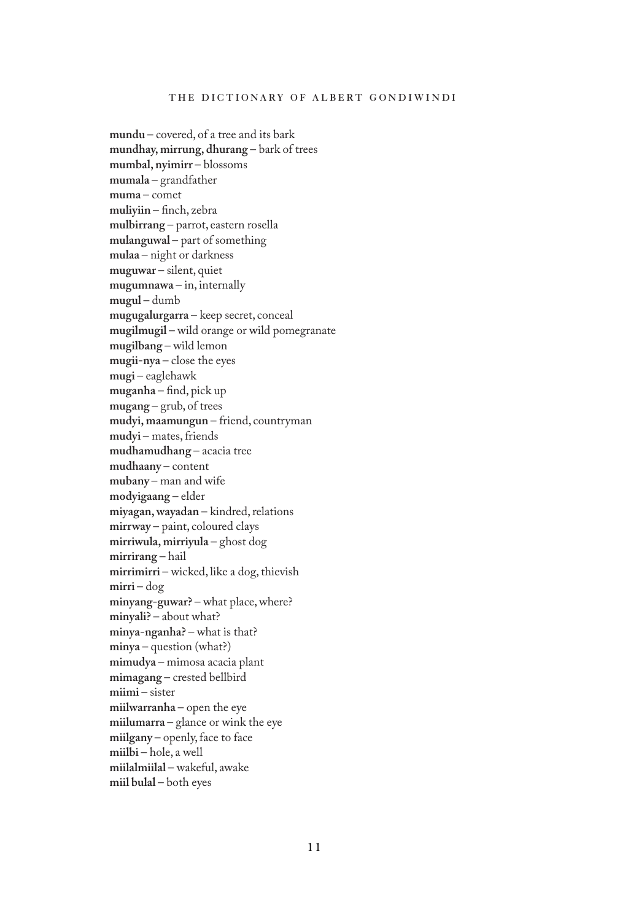**mundu** – covered, of a tree and its bark
**mundhay, mirrung, dhurang** – bark of trees
**mumbal, nyimirr** – blossoms
**mumala** – grandfather
**muma** – comet
**muliyiin** – finch, zebra
**mulbirrang** – parrot, eastern rosella
**mulanguwal** – part of something
**mulaa** – night or darkness
**muguwar** – silent, quiet
**mugumnawa** – in, internally
**mugul** – dumb
**mugugalurgarra** – keep secret, conceal
**mugilmugil** – wild orange or wild pomegranate
**mugilbang** – wild lemon
**mugii-nya** – close the eyes
**mugi** – eaglehawk
**muganha** – find, pick up
**mugang** – grub, of trees
**mudyi, maamungun** – friend, countryman
**mudyi** – mates, friends
**mudhamudhang** – acacia tree
**mudhaany** – content
**mubany** – man and wife
**modyigaang** – elder
**miyagan, wayadan** – kindred, relations
**mirrway** – paint, coloured clays
**mirriwula, mirriyula** – ghost dog
**mirrirang** – hail
**mirrimirri** – wicked, like a dog, thievish
**mirri** – dog
**minyang-guwar?** – what place, where?
**minyali?** – about what?
**minya-nganha?** – what is that?
**minya** – question (what?)
**mimudya** – mimosa acacia plant
**mimagang** – crested bellbird
**miimi** – sister
**miilwarranha** – open the eye
**miilumarra** – glance or wink the eye
**miilgany** – openly, face to face
**miilbi** – hole, a well
**miilalmiilal** – wakeful, awake
**miil bulal** – both eyes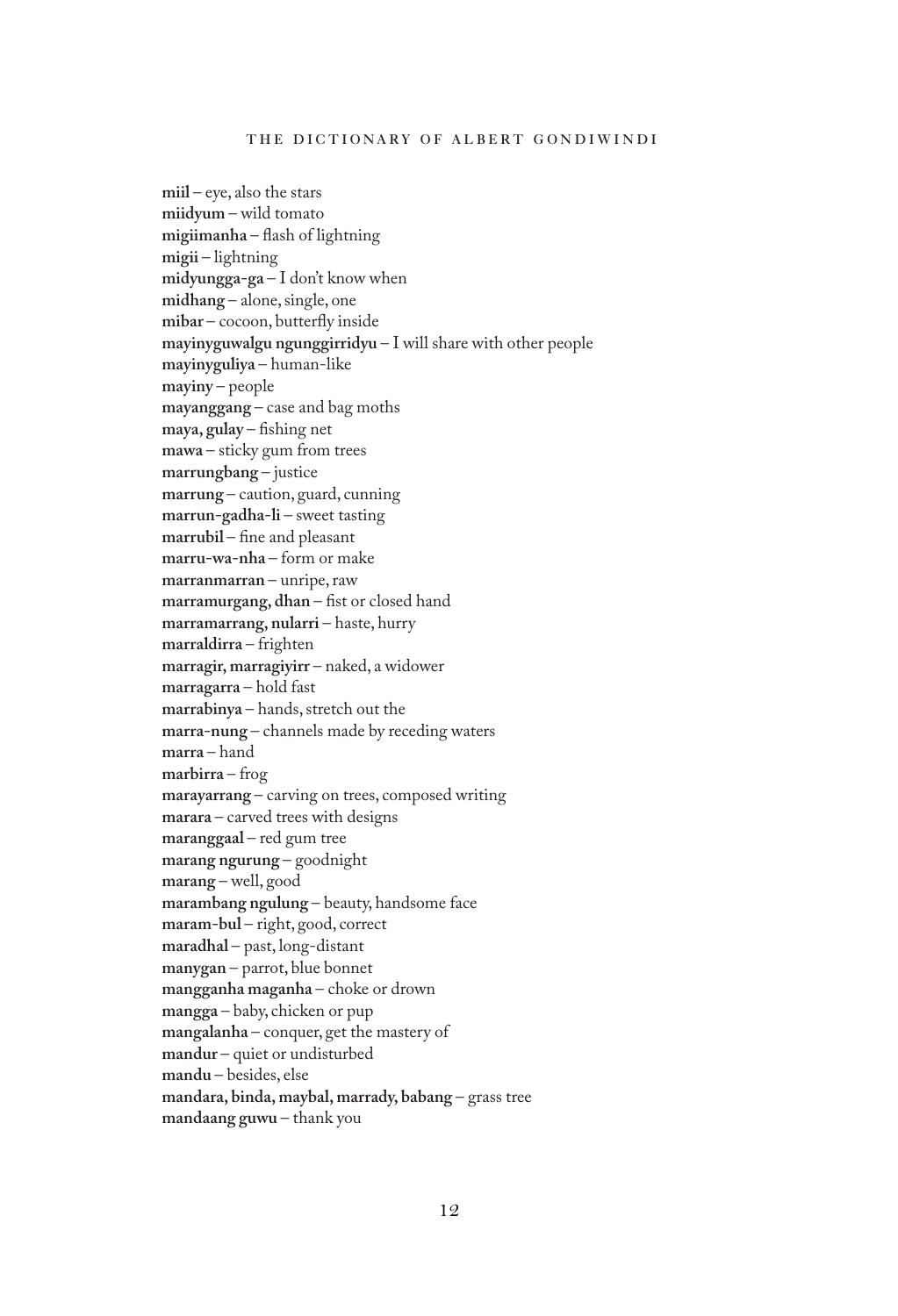**miil** – eye, also the stars  
**miidyum** – wild tomato  
**migiimanha** – flash of lightning  
**migii** – lightning  
**midyungga-ga** – I don't know when  
**midhang** – alone, single, one  
**mibar** – cocoon, butterfly inside  
**mayinyguwalgu ngunggirridyu** – I will share with other people  
**mayinyguliya** – human-like  
**mayiny** – people  
**mayanggang** – case and bag moths  
**maya, gulay** – fishing net  
**mawa** – sticky gum from trees  
**marrungbang** – justice  
**marrung** – caution, guard, cunning  
**marrun-gadha-li** – sweet tasting  
**marrubil** – fine and pleasant  
**marru-wa-nha** – form or make  
**marranmarran** – unripe, raw  
**marramurgang, dhan** – fist or closed hand  
**marramarrang, nularri** – haste, hurry  
**marraldirra** – frighten  
**marragir, marragiyirr** – naked, a widower  
**marragarra** – hold fast  
**marrabinya** – hands, stretch out the  
**marra-nung** – channels made by receding waters  
**marra** – hand  
**marbirra** – frog  
**marayarrang** – carving on trees, composed writing  
**marara** – carved trees with designs  
**maranggaal** – red gum tree  
**marang ngurung** – goodnight  
**marang** – well, good  
**marambang ngulung** – beauty, handsome face  
**maram-bul** – right, good, correct  
**maradhal** – past, long-distant  
**manygan** – parrot, blue bonnet  
**mangganha maganha** – choke or drown  
**mangga** – baby, chicken or pup  
**mangalanha** – conquer, get the mastery of  
**mandur** – quiet or undisturbed  
**mandu** – besides, else  
**mandara, binda, maybal, marrady, babang** – grass tree  
**mandaang guwu** – thank you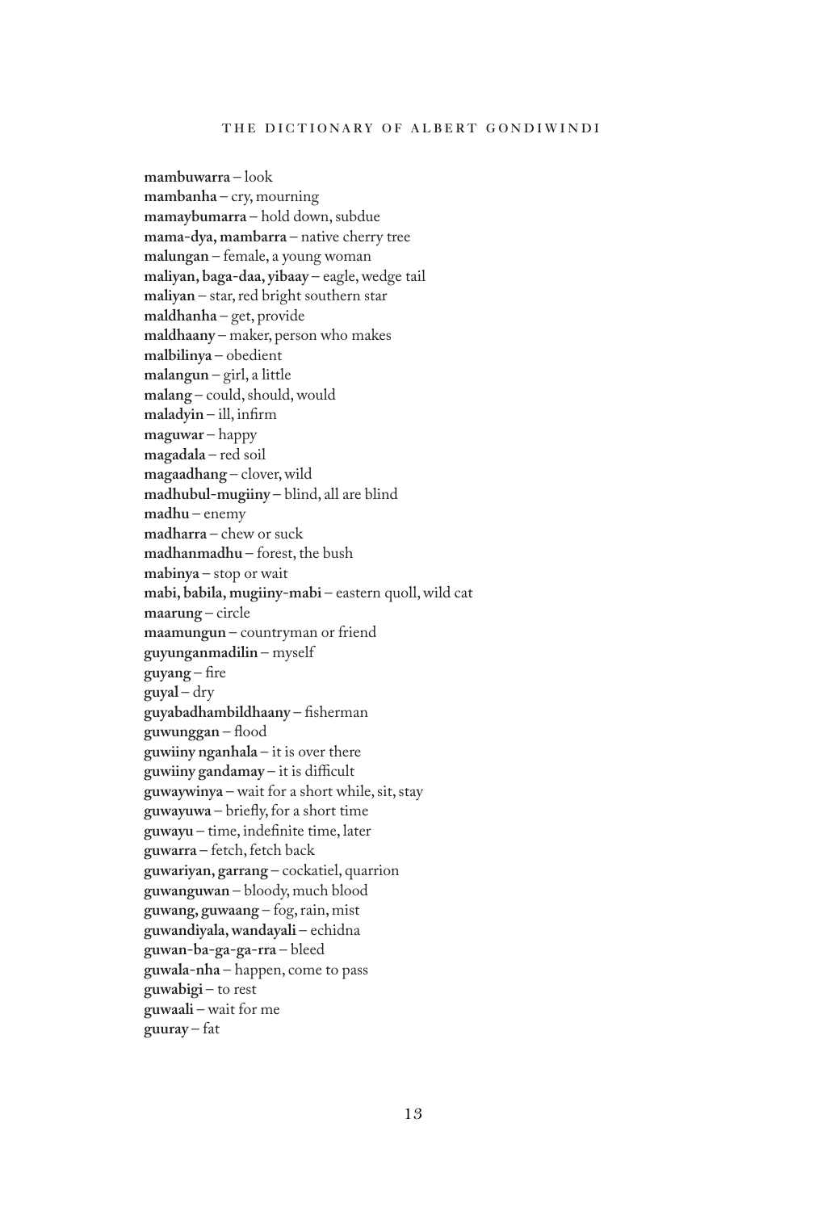**mambuwarra** – look
**mambanha** – cry, mourning
**mamaybumarra** – hold down, subdue
**mama-dya, mambarra** – native cherry tree
**malungan** – female, a young woman
**maliyan, baga-daa, yibaay** – eagle, wedge tail
**maliyan** – star, red bright southern star
**maldhanha** – get, provide
**maldhaany** – maker, person who makes
**malbilinya** – obedient
**malangun** – girl, a little
**malang** – could, should, would
**maladyin** – ill, infirm
**maguwar** – happy
**magadala** – red soil
**magaadhang** – clover, wild
**madhubul-mugiiny** – blind, all are blind
**madhu** – enemy
**madharra** – chew or suck
**madhanmadhu** – forest, the bush
**mabinya** – stop or wait
**mabi, babila, mugiiny-mabi** – eastern quoll, wild cat
**maarung** – circle
**maamungun** – countryman or friend
**guyunganmadilin** – myself
**guyang** – fire
**guyal** – dry
**guyabadhambildhaany** – fisherman
**guwunggan** – flood
**guwiiny nganhala** – it is over there
**guwiiny gandamay** – it is difficult
**guwaywinya** – wait for a short while, sit, stay
**guwayuwa** – briefly, for a short time
**guwayu** – time, indefinite time, later
**guwarra** – fetch, fetch back
**guwariyan, garrang** – cockatiel, quarrion
**guwanguwan** – bloody, much blood
**guwang, guwaang** – fog, rain, mist
**guwandiyala, wandayali** – echidna
**guwan-ba-ga-ga-rra** – bleed
**guwala-nha** – happen, come to pass
**guwabigi** – to rest
**guwaali** – wait for me
**guuray** – fat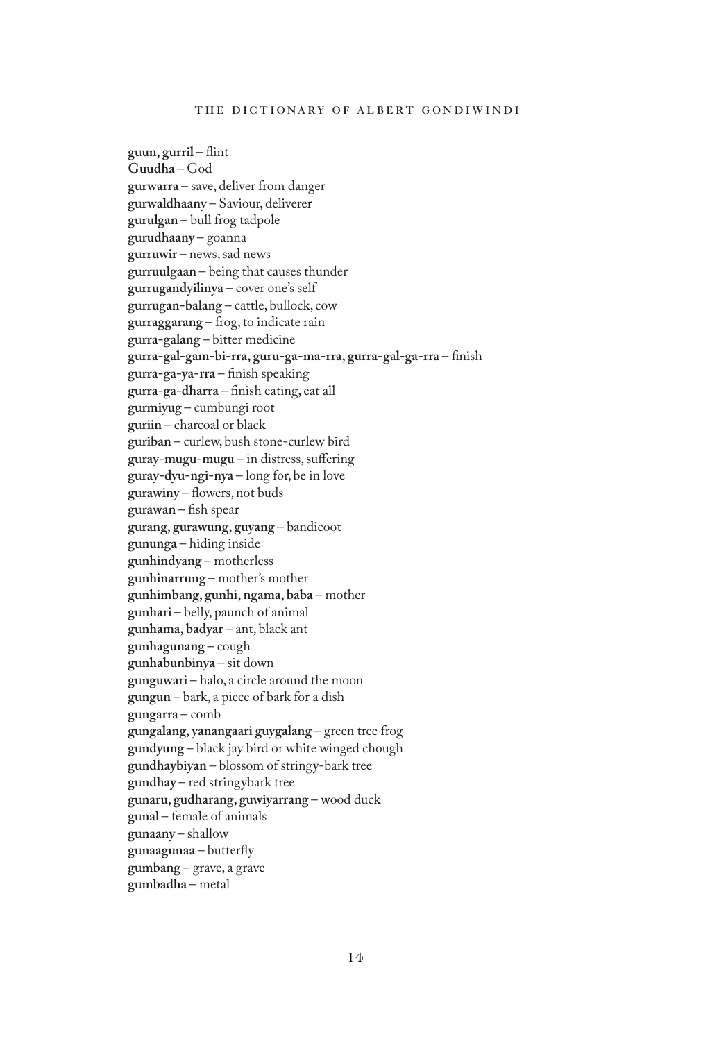**guun, gurril** – flint
**Guudha** – God
**gurwarra** – save, deliver from danger
**gurwaldhaany** – Saviour, deliverer
**gurulgan** – bull frog tadpole
**gurudhaany** – goanna
**gurruwir** – news, sad news
**gurruulgaan** – being that causes thunder
**gurrugandyilinya** – cover one's self
**gurrugan-balang** – cattle, bullock, cow
**gurraggarang** – frog, to indicate rain
**gurra-galang** – bitter medicine
**gurra-gal-gam-bi-rra, guru-ga-ma-rra, gurra-gal-ga-rra** – finish
**gurra-ga-ya-rra** – finish speaking
**gurra-ga-dharra** – finish eating, eat all
**gurmiyug** – cumbungi root
**guriin** – charcoal or black
**guriban** – curlew, bush stone-curlew bird
**guray-mugu-mugu** – in distress, suffering
**guray-dyu-ngi-nya** – long for, be in love
**gurawiny** – flowers, not buds
**gurawan** – fish spear
**gurang, gurawung, guyang** – bandicoot
**gununga** – hiding inside
**gunhindyang** – motherless
**gunhinarrung** – mother's mother
**gunhimbang, gunhi, ngama, baba** – mother
**gunhari** – belly, paunch of animal
**gunhama, badyar** – ant, black ant
**gunhagunang** – cough
**gunhabunbinya** – sit down
**gunguwari** – halo, a circle around the moon
**gungun** – bark, a piece of bark for a dish
**gungarra** – comb
**gungalang, yanangaari guygalang** – green tree frog
**gundyung** – black jay bird or white winged chough
**gundhaybiyan** – blossom of stringy-bark tree
**gundhay** – red stringybark tree
**gunaru, gudharang, guwiyarrang** – wood duck
**gunal** – female of animals
**gunaany** – shallow
**gunaagunaa** – butterfly
**gumbang** – grave, a grave
**gumbadha** – metal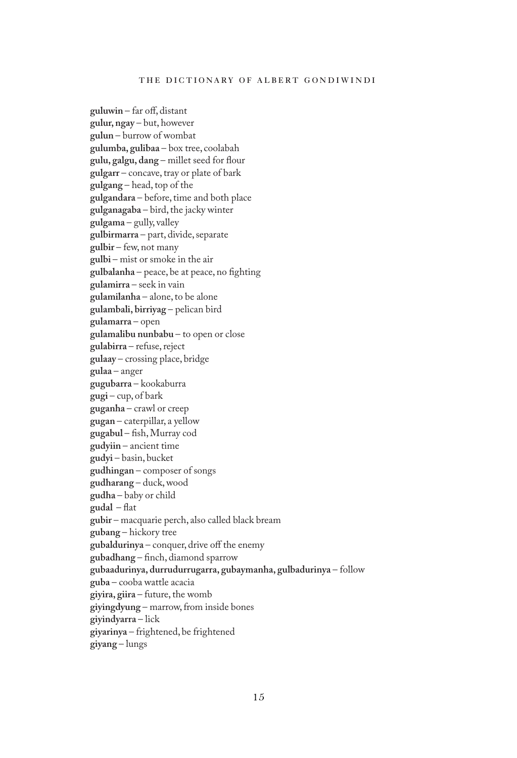**guluwin** – far off, distant  
**gulur, ngay** – but, however  
**gulun** – burrow of wombat  
**gulumba, gulibaa** – box tree, coolabah  
**gulu, galgu, dang** – millet seed for flour  
**gulgarr** – concave, tray or plate of bark  
**gulgang** – head, top of the  
**gulgandara** – before, time and both place  
**gulganagaba** – bird, the jacky winter  
**gulgama** – gully, valley  
**gulbirmarra** – part, divide, separate  
**gulbir** – few, not many  
**gulbi** – mist or smoke in the air  
**gulbalanha** – peace, be at peace, no fighting  
**gulamirra** – seek in vain  
**gulamilanha** – alone, to be alone  
**gulambali, birriyag** – pelican bird  
**gulamarra** – open  
**gulamalibu nunbabu** – to open or close  
**gulabirra** – refuse, reject  
**gulaay** – crossing place, bridge  
**gulaa** – anger  
**gugubarra** – kookaburra  
**gugi** – cup, of bark  
**guganha** – crawl or creep  
**gugan** – caterpillar, a yellow  
**gugabul** – fish, Murray cod  
**gudyiin** – ancient time  
**gudyi** – basin, bucket  
**gudhingan** – composer of songs  
**gudharang** – duck, wood  
**gudha** – baby or child  
**gudal** – flat  
**gubir** – macquarie perch, also called black bream  
**gubang** – hickory tree  
**gubaldurinya** – conquer, drive off the enemy  
**gubadhang** – finch, diamond sparrow  
**gubaadurinya, durrudurrugarra, gubaymanha, gulbadurinya** – follow  
**guba** – cooba wattle acacia  
**giyira, giira** – future, the womb  
**giyingdyung** – marrow, from inside bones  
**giyindyarra** – lick  
**giyarinya** – frightened, be frightened  
**giyang** – lungs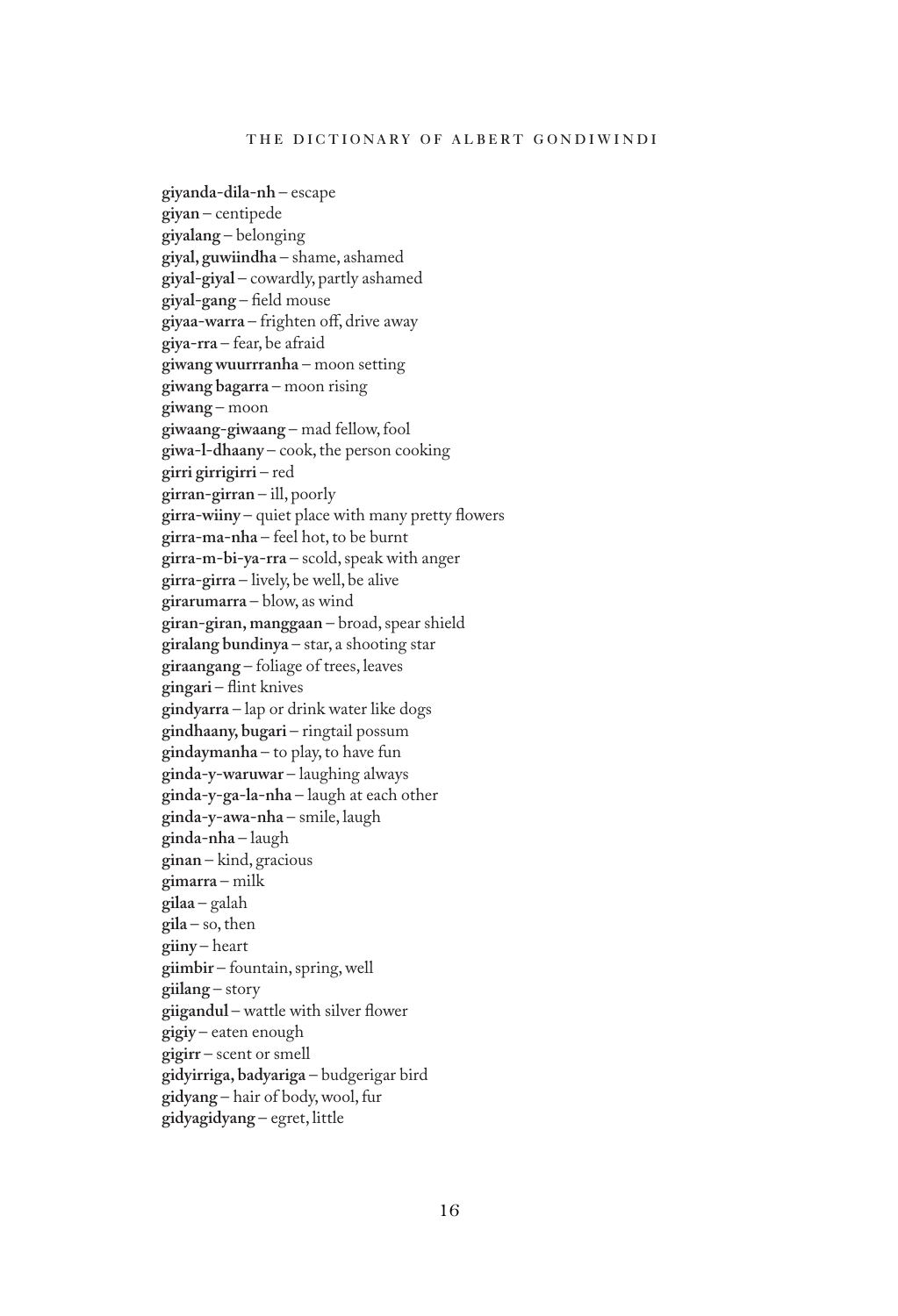**giyanda-dila-nh** – escape
**giyan** – centipede
**giyalang** – belonging
**giyal, guwiindha** – shame, ashamed
**giyal-giyal** – cowardly, partly ashamed
**giyal-gang** – field mouse
**giyaa-warra** – frighten off, drive away
**giya-rra** – fear, be afraid
**giwang wuurrranha** – moon setting
**giwang bagarra** – moon rising
**giwang** – moon
**giwaang-giwaang** – mad fellow, fool
**giwa-l-dhaany** – cook, the person cooking
**girri girrigirri** – red
**girran-girran** – ill, poorly
**girra-wiiny** – quiet place with many pretty flowers
**girra-ma-nha** – feel hot, to be burnt
**girra-m-bi-ya-rra** – scold, speak with anger
**girra-girra** – lively, be well, be alive
**girarumarra** – blow, as wind
**giran-giran, manggaan** – broad, spear shield
**giralang bundinya** – star, a shooting star
**giraangang** – foliage of trees, leaves
**gingari** – flint knives
**gindyarra** – lap or drink water like dogs
**gindhaany, bugari** – ringtail possum
**gindaymanha** – to play, to have fun
**ginda-y-waruwar** – laughing always
**ginda-y-ga-la-nha** – laugh at each other
**ginda-y-awa-nha** – smile, laugh
**ginda-nha** – laugh
**ginan** – kind, gracious
**gimarra** – milk
**gilaa** – galah
**gila** – so, then
**giiny** – heart
**giimbir** – fountain, spring, well
**giilang** – story
**giigandul** – wattle with silver flower
**gigiy** – eaten enough
**gigirr** – scent or smell
**gidyirriga, badyariga** – budgerigar bird
**gidyang** – hair of body, wool, fur
**gidyagidyang** – egret, little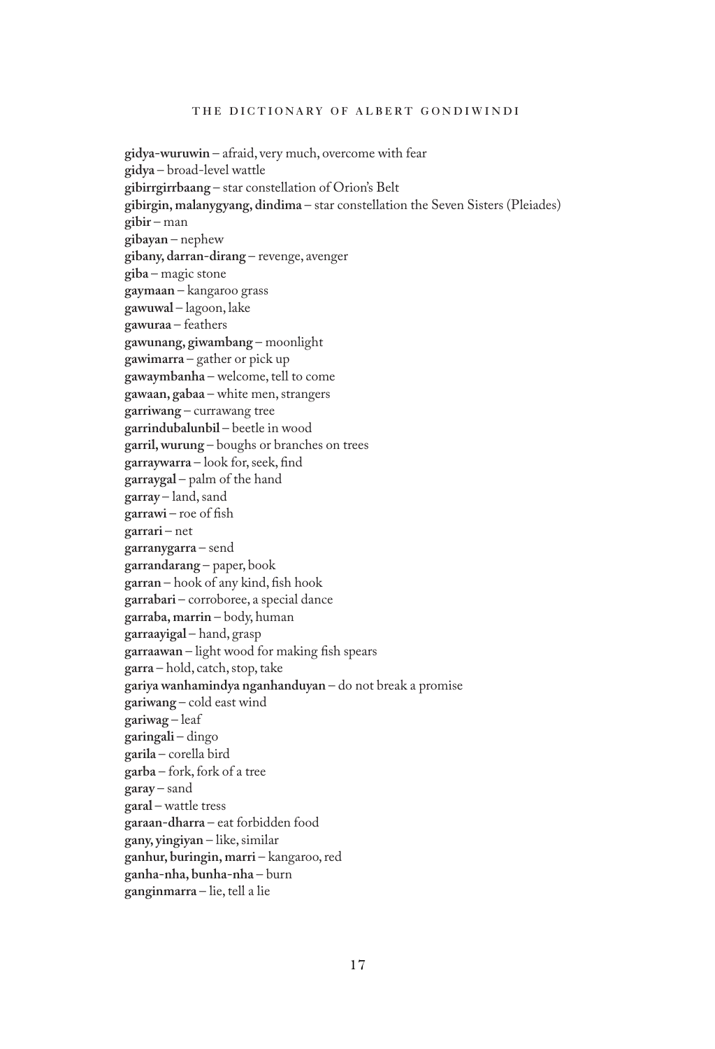**gidya-wuruwin** – afraid, very much, overcome with fear
**gidya** – broad-level wattle
**gibirrgirrbaang** – star constellation of Orion's Belt
**gibirgin, malanygyang, dindima** – star constellation the Seven Sisters (Pleiades)
**gibir** – man
**gibayan** – nephew
**gibany, darran-dirang** – revenge, avenger
**giba** – magic stone
**gaymaan** – kangaroo grass
**gawuwal** – lagoon, lake
**gawuraa** – feathers
**gawunang, giwambang** – moonlight
**gawimarra** – gather or pick up
**gawaymbanha** – welcome, tell to come
**gawaan, gabaa** – white men, strangers
**garriwang** – currawang tree
**garrindubalunbil** – beetle in wood
**garril, wurung** – boughs or branches on trees
**garraywarra** – look for, seek, find
**garraygal** – palm of the hand
**garray** – land, sand
**garrawi** – roe of fish
**garrari** – net
**garranygarra** – send
**garrandarang** – paper, book
**garran** – hook of any kind, fish hook
**garrabari** – corroboree, a special dance
**garraba, marrin** – body, human
**garraayigal** – hand, grasp
**garraawan** – light wood for making fish spears
**garra** – hold, catch, stop, take
**gariya wanhamindya nganhanduyan** – do not break a promise
**gariwang** – cold east wind
**gariwag** – leaf
**garingali** – dingo
**garila** – corella bird
**garba** – fork, fork of a tree
**garay** – sand
**garal** – wattle tress
**garaan-dharra** – eat forbidden food
**gany, yingiyan** – like, similar
**ganhur, buringin, marri** – kangaroo, red
**ganha-nha, bunha-nha** – burn
**ganginmarra** – lie, tell a lie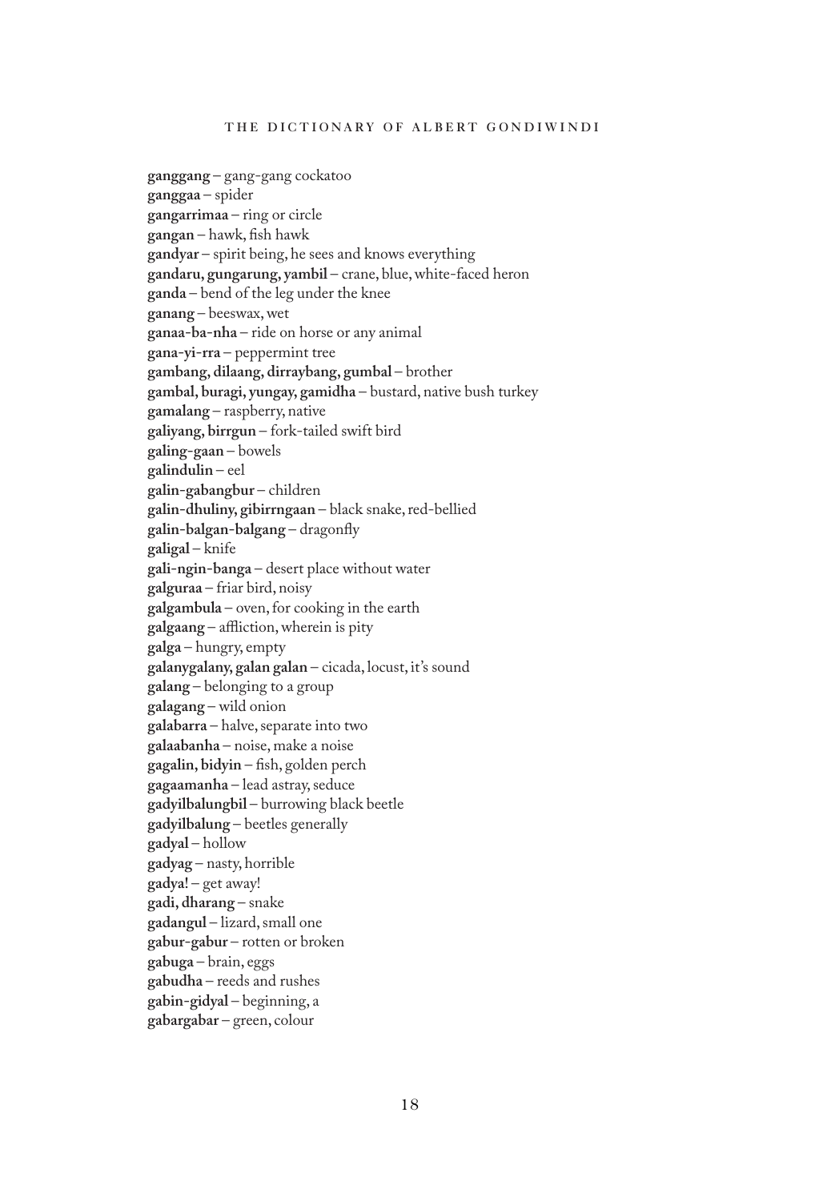**ganggang** – gang-gang cockatoo
**ganggaa** – spider
**gangarrimaa** – ring or circle
**gangan** – hawk, fish hawk
**gandyar** – spirit being, he sees and knows everything
**gandaru, gungarung, yambil** – crane, blue, white-faced heron
**ganda** – bend of the leg under the knee
**ganang** – beeswax, wet
**ganaa-ba-nha** – ride on horse or any animal
**gana-yi-rra** – peppermint tree
**gambang, dilaang, dirraybang, gumbal** – brother
**gambal, buragi, yungay, gamidha** – bustard, native bush turkey
**gamalang** – raspberry, native
**galiyang, birrgun** – fork-tailed swift bird
**galing-gaan** – bowels
**galindulin** – eel
**galin-gabangbur** – children
**galin-dhuliny, gibirrngaan** – black snake, red-bellied
**galin-balgan-balgang** – dragonfly
**galigal** – knife
**gali-ngin-banga** – desert place without water
**galguraa** – friar bird, noisy
**galgambula** – oven, for cooking in the earth
**galgaang** – affliction, wherein is pity
**galga** – hungry, empty
**galanygalany, galan galan** – cicada, locust, it's sound
**galang** – belonging to a group
**galagang** – wild onion
**galabarra** – halve, separate into two
**galaabanha** – noise, make a noise
**gagalin, bidyin** – fish, golden perch
**gagaamanha** – lead astray, seduce
**gadyilbalungbil** – burrowing black beetle
**gadyilbalung** – beetles generally
**gadyal** – hollow
**gadyag** – nasty, horrible
**gadya!** – get away!
**gadi, dharang** – snake
**gadangul** – lizard, small one
**gabur-gabur** – rotten or broken
**gabuga** – brain, eggs
**gabudha** – reeds and rushes
**gabin-gidyal** – beginning, a
**gabargabar** – green, colour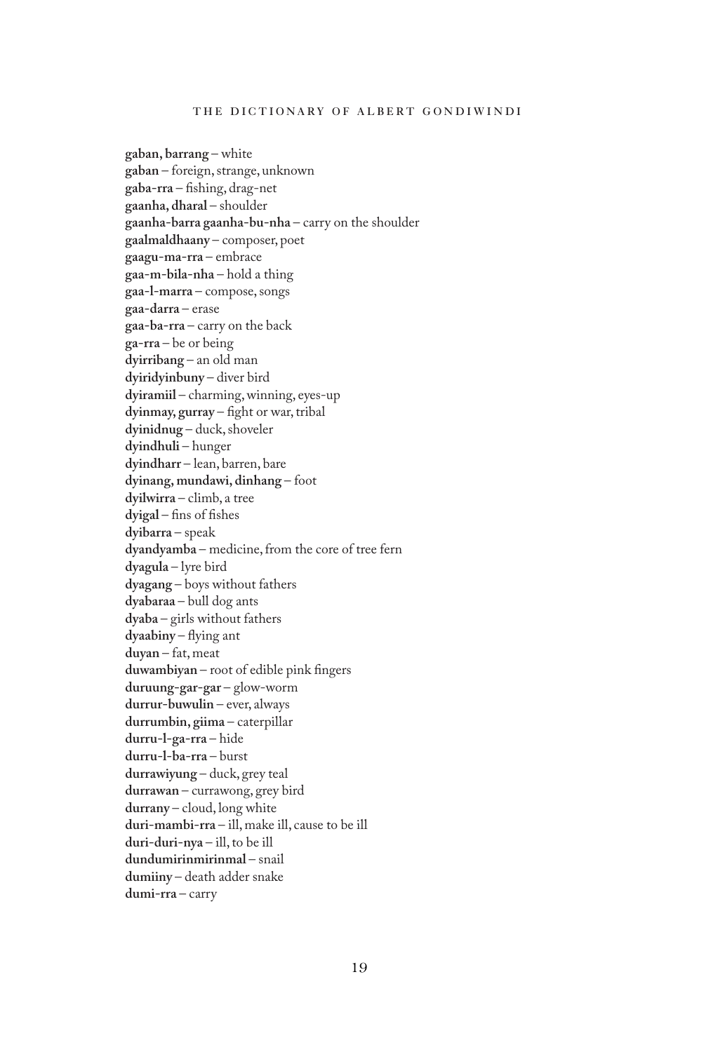**gaban, barrang** – white
**gaban** – foreign, strange, unknown
**gaba-rra** – fishing, drag-net
**gaanha, dharal** – shoulder
**gaanha-barra gaanha-bu-nha** – carry on the shoulder
**gaalmaldhaany** – composer, poet
**gaagu-ma-rra** – embrace
**gaa-m-bila-nha** – hold a thing
**gaa-l-marra** – compose, songs
**gaa-darra** – erase
**gaa-ba-rra** – carry on the back
**ga-rra** – be or being
**dyirribang** – an old man
**dyiridyinbuny** – diver bird
**dyiramiil** – charming, winning, eyes-up
**dyinmay, gurray** – fight or war, tribal
**dyinidnug** – duck, shoveler
**dyindhuli** – hunger
**dyindharr** – lean, barren, bare
**dyinang, mundawi, dinhang** – foot
**dyilwirra** – climb, a tree
**dyigal** – fins of fishes
**dyibarra** – speak
**dyandyamba** – medicine, from the core of tree fern
**dyagula** – lyre bird
**dyagang** – boys without fathers
**dyabaraa** – bull dog ants
**dyaba** – girls without fathers
**dyaabiny** – flying ant
**duyan** – fat, meat
**duwambiyan** – root of edible pink fingers
**duruung-gar-gar** – glow-worm
**durrur-buwulin** – ever, always
**durrumbin, giima** – caterpillar
**durru-l-ga-rra** – hide
**durru-l-ba-rra** – burst
**durrawiyung** – duck, grey teal
**durrawan** – currawong, grey bird
**durrany** – cloud, long white
**duri-mambi-rra** – ill, make ill, cause to be ill
**duri-duri-nya** – ill, to be ill
**dundumirinmirinmal** – snail
**dumiiny** – death adder snake
**dumi-rra** – carry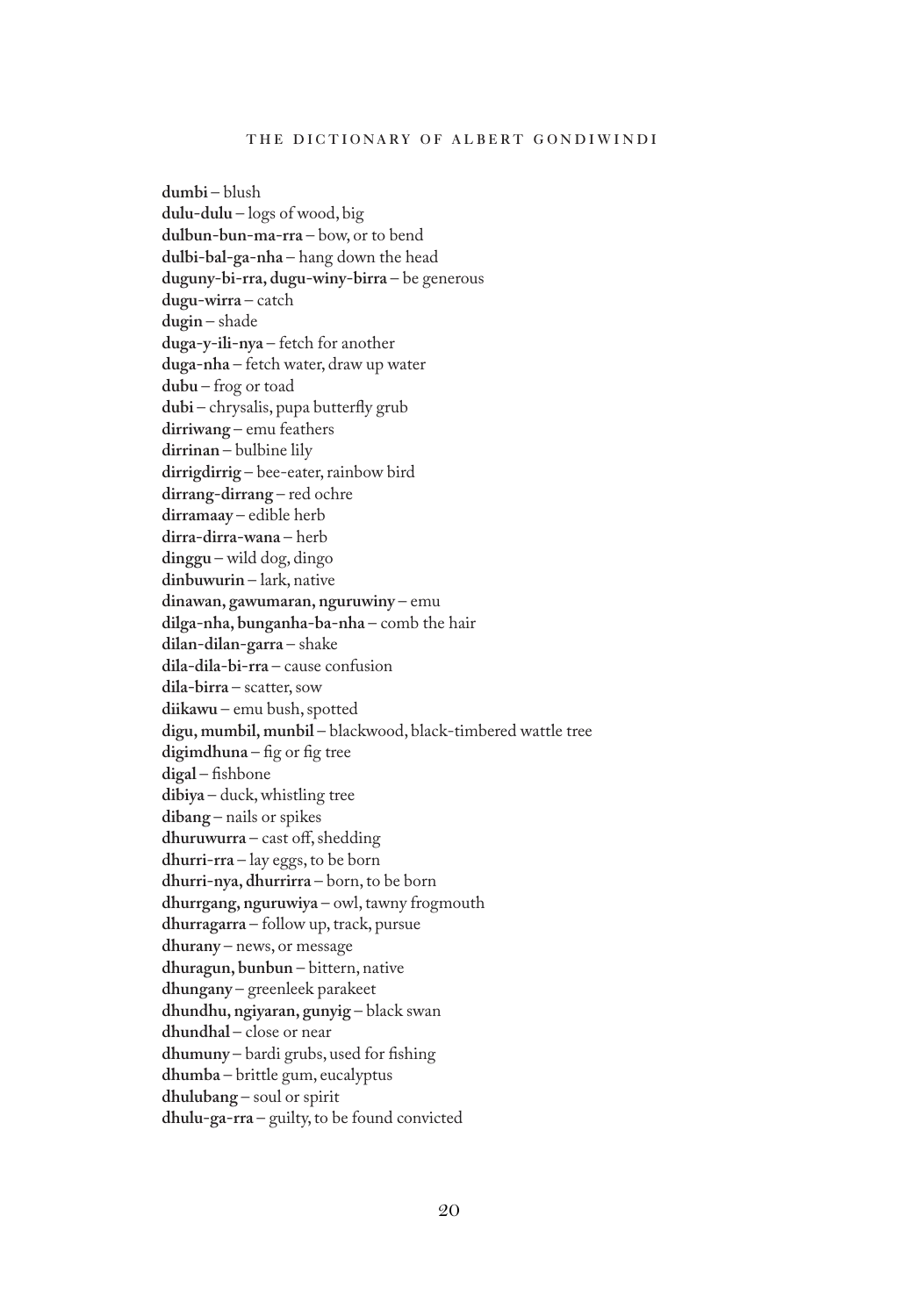**dumbi** – blush
**dulu-dulu** – logs of wood, big
**dulbun-bun-ma-rra** – bow, or to bend
**dulbi-bal-ga-nha** – hang down the head
**duguny-bi-rra, dugu-winy-birra** – be generous
**dugu-wirra** – catch
**dugin** – shade
**duga-y-ili-nya** – fetch for another
**duga-nha** – fetch water, draw up water
**dubu** – frog or toad
**dubi** – chrysalis, pupa butterfly grub
**dirriwang** – emu feathers
**dirrinan** – bulbine lily
**dirrigdirrig** – bee-eater, rainbow bird
**dirrang-dirrang** – red ochre
**dirramaay** – edible herb
**dirra-dirra-wana** – herb
**dinggu** – wild dog, dingo
**dinbuwurin** – lark, native
**dinawan, gawumaran, nguruwiny** – emu
**dilga-nha, bunganha-ba-nha** – comb the hair
**dilan-dilan-garra** – shake
**dila-dila-bi-rra** – cause confusion
**dila-birra** – scatter, sow
**diikawu** – emu bush, spotted
**digu, mumbil, munbil** – blackwood, black-timbered wattle tree
**digimdhuna** – fig or fig tree
**digal** – fishbone
**dibiya** – duck, whistling tree
**dibang** – nails or spikes
**dhuruwurra** – cast off, shedding
**dhurri-rra** – lay eggs, to be born
**dhurri-nya, dhurrirra** – born, to be born
**dhurrgang, nguruwiya** – owl, tawny frogmouth
**dhurragarra** – follow up, track, pursue
**dhurany** – news, or message
**dhuragun, bunbun** – bittern, native
**dhungany** – greenleek parakeet
**dhundhu, ngiyaran, gunyig** – black swan
**dhundhal** – close or near
**dhumuny** – bardi grubs, used for fishing
**dhumba** – brittle gum, eucalyptus
**dhulubang** – soul or spirit
**dhulu-ga-rra** – guilty, to be found convicted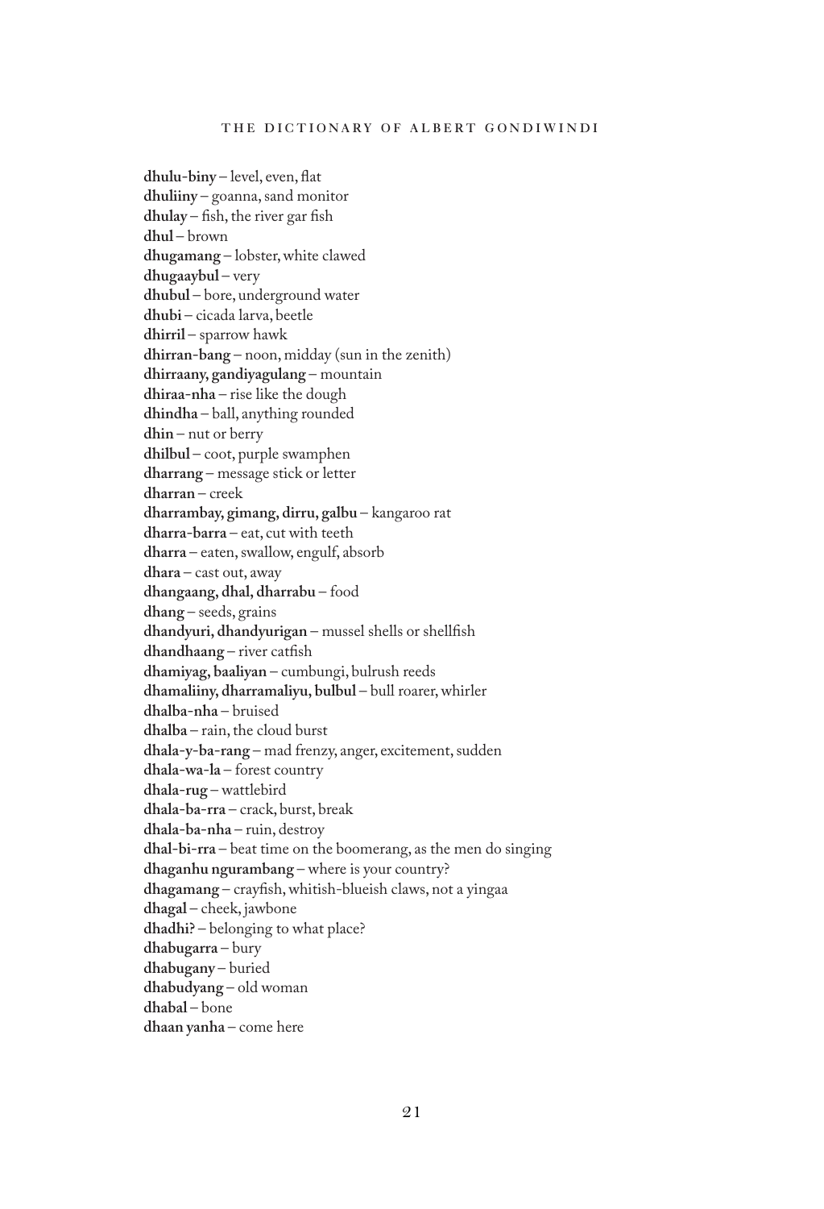**dhulu-biny** – level, even, flat
**dhuliiny** – goanna, sand monitor
**dhulay** – fish, the river gar fish
**dhul** – brown
**dhugamang** – lobster, white clawed
**dhugaaybul** – very
**dhubul** – bore, underground water
**dhubi** – cicada larva, beetle
**dhirril** – sparrow hawk
**dhirran-bang** – noon, midday (sun in the zenith)
**dhirraany, gandiyagulang** – mountain
**dhiraa-nha** – rise like the dough
**dhindha** – ball, anything rounded
**dhin** – nut or berry
**dhilbul** – coot, purple swamphen
**dharrang** – message stick or letter
**dharran** – creek
**dharrambay, gimang, dirru, galbu** – kangaroo rat
**dharra-barra** – eat, cut with teeth
**dharra** – eaten, swallow, engulf, absorb
**dhara** – cast out, away
**dhangaang, dhal, dharrabu** – food
**dhang** – seeds, grains
**dhandyuri, dhandyurigan** – mussel shells or shellfish
**dhandhaang** – river catfish
**dhamiyag, baaliyan** – cumbungi, bulrush reeds
**dhamaliiny, dharramaliyu, bulbul** – bull roarer, whirler
**dhalba-nha** – bruised
**dhalba** – rain, the cloud burst
**dhala-y-ba-rang** – mad frenzy, anger, excitement, sudden
**dhala-wa-la** – forest country
**dhala-rug** – wattlebird
**dhala-ba-rra** – crack, burst, break
**dhala-ba-nha** – ruin, destroy
**dhal-bi-rra** – beat time on the boomerang, as the men do singing
**dhaganhu ngurambang** – where is your country?
**dhagamang** – crayfish, whitish-blueish claws, not a yingaa
**dhagal** – cheek, jawbone
**dhadhi?** – belonging to what place?
**dhabugarra** – bury
**dhabugany** – buried
**dhabudyang** – old woman
**dhabal** – bone
**dhaan yanha** – come here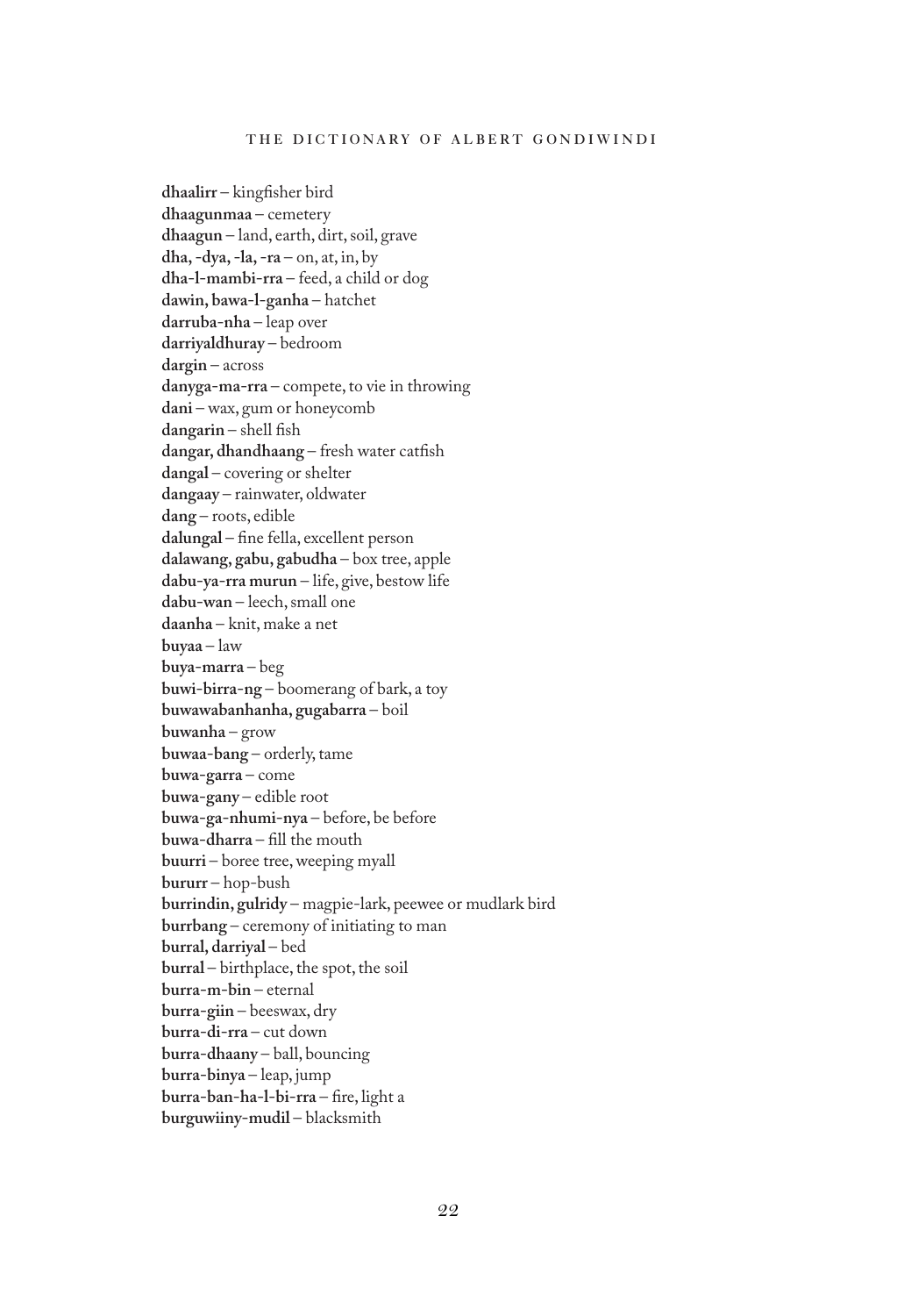**dhaalirr** – kingfisher bird
**dhaagunmaa** – cemetery
**dhaagun** – land, earth, dirt, soil, grave
**dha, -dya, -la, -ra** – on, at, in, by
**dha-l-mambi-rra** – feed, a child or dog
**dawin, bawa-l-ganha** – hatchet
**darruba-nha** – leap over
**darriyaldhuray** – bedroom
**dargin** – across
**danyga-ma-rra** – compete, to vie in throwing
**dani** – wax, gum or honeycomb
**dangarin** – shell fish
**dangar, dhandhaang** – fresh water catfish
**dangal** – covering or shelter
**dangaay** – rainwater, oldwater
**dang** – roots, edible
**dalungal** – fine fella, excellent person
**dalawang, gabu, gabudha** – box tree, apple
**dabu-ya-rra murun** – life, give, bestow life
**dabu-wan** – leech, small one
**daanha** – knit, make a net
**buyaa** – law
**buya-marra** – beg
**buwi-birra-ng** – boomerang of bark, a toy
**buwawabanhanha, gugabarra** – boil
**buwanha** – grow
**buwaa-bang** – orderly, tame
**buwa-garra** – come
**buwa-gany** – edible root
**buwa-ga-nhumi-nya** – before, be before
**buwa-dharra** – fill the mouth
**buurri** – boree tree, weeping myall
**bururr** – hop-bush
**burrindin, gulridy** – magpie-lark, peewee or mudlark bird
**burrbang** – ceremony of initiating to man
**burral, darriyal** – bed
**burral** – birthplace, the spot, the soil
**burra-m-bin** – eternal
**burra-giin** – beeswax, dry
**burra-di-rra** – cut down
**burra-dhaany** – ball, bouncing
**burra-binya** – leap, jump
**burra-ban-ha-l-bi-rra** – fire, light a
**burguwiiny-mudil** – blacksmith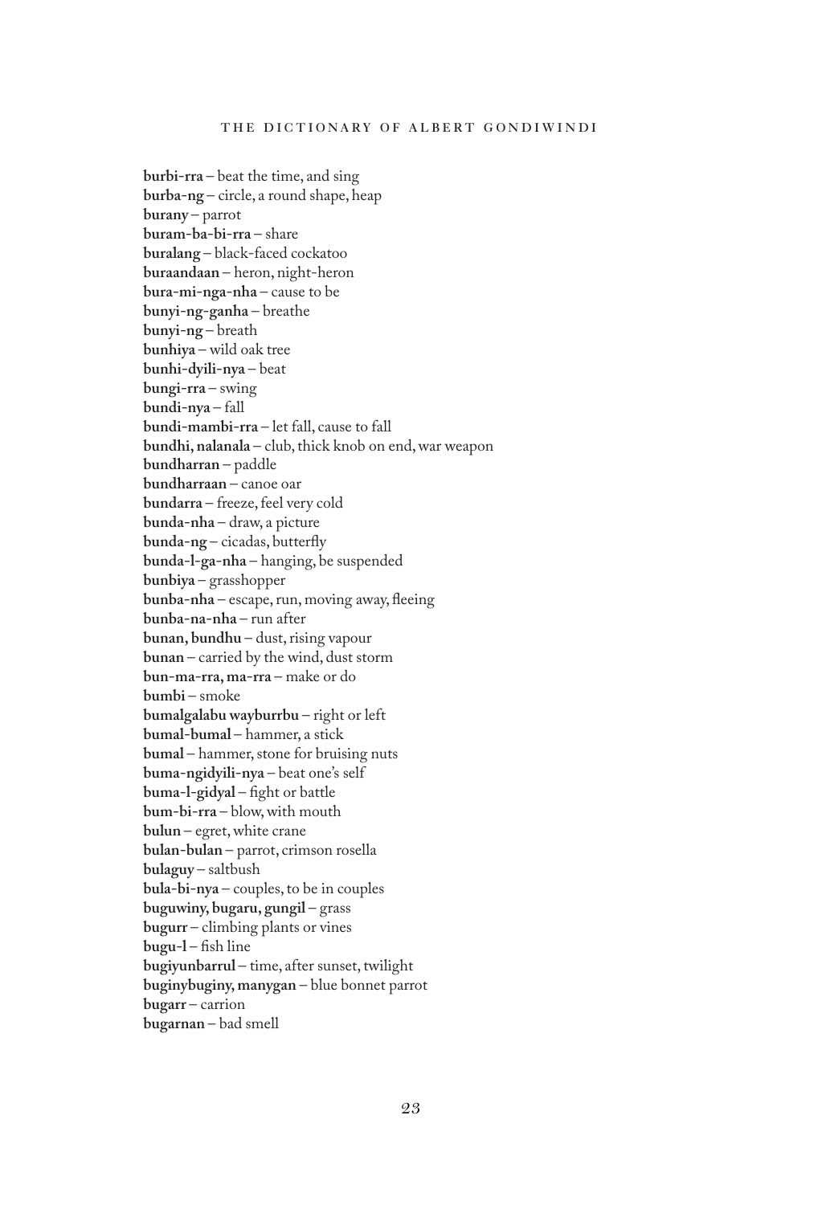**burbi-rra** – beat the time, and sing  
**burba-ng** – circle, a round shape, heap  
**burany** – parrot  
**buram-ba-bi-rra** – share  
**buralang** – black-faced cockatoo  
**buraandaan** – heron, night-heron  
**bura-mi-nga-nha** – cause to be  
**bunyi-ng-ganha** – breathe  
**bunyi-ng** – breath  
**bunhiya** – wild oak tree  
**bunhi-dyili-nya** – beat  
**bungi-rra** – swing  
**bundi-nya** – fall  
**bundi-mambi-rra** – let fall, cause to fall  
**bundhi, nalanala** – club, thick knob on end, war weapon  
**bundharran** – paddle  
**bundharraan** – canoe oar  
**bundarra** – freeze, feel very cold  
**bunda-nha** – draw, a picture  
**bunda-ng** – cicadas, butterfly  
**bunda-l-ga-nha** – hanging, be suspended  
**bunbiya** – grasshopper  
**bunba-nha** – escape, run, moving away, fleeing  
**bunba-na-nha** – run after  
**bunan, bundhu** – dust, rising vapour  
**bunan** – carried by the wind, dust storm  
**bun-ma-rra, ma-rra** – make or do  
**bumbi** – smoke  
**bumalgalabu wayburrbu** – right or left  
**bumal-bumal** – hammer, a stick  
**bumal** – hammer, stone for bruising nuts  
**buma-ngidyili-nya** – beat one's self  
**buma-l-gidyal** – fight or battle  
**bum-bi-rra** – blow, with mouth  
**bulun** – egret, white crane  
**bulan-bulan** – parrot, crimson rosella  
**bulaguy** – saltbush  
**bula-bi-nya** – couples, to be in couples  
**buguwiny, bugaru, gungil** – grass  
**bugurr** – climbing plants or vines  
**bugu-l** – fish line  
**bugiyunbarrul** – time, after sunset, twilight  
**buginybuginy, manygan** – blue bonnet parrot  
**bugarr** – carrion  
**bugarnan** – bad smell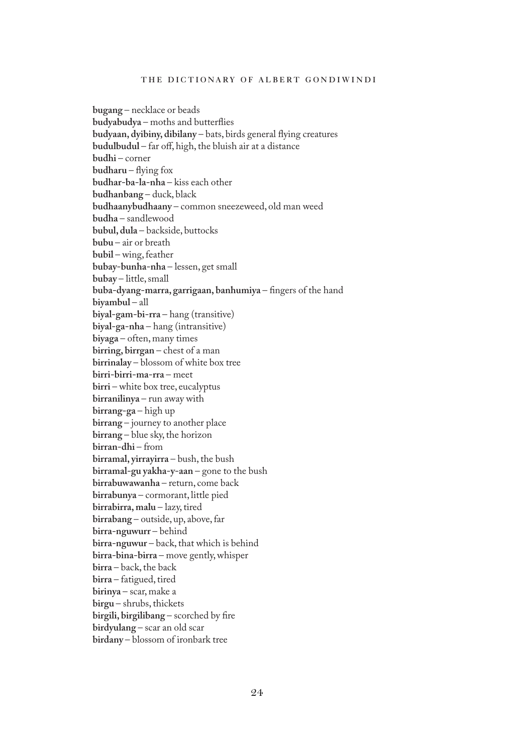**bugang** – necklace or beads
**budyabudya** – moths and butterflies
**budyaan, dyibiny, dibilany** – bats, birds general flying creatures
**budulbudul** – far off, high, the bluish air at a distance
**budhi** – corner
**budharu** – flying fox
**budhar-ba-la-nha** – kiss each other
**budhanbang** – duck, black
**budhaanybudhaany** – common sneezeweed, old man weed
**budha** – sandlewood
**bubul, dula** – backside, buttocks
**bubu** – air or breath
**bubil** – wing, feather
**bubay-bunha-nha** – lessen, get small
**bubay** – little, small
**buba-dyang-marra, garrigaan, banhumiya** – fingers of the hand
**biyambul** – all
**biyal-gam-bi-rra** – hang (transitive)
**biyal-ga-nha** – hang (intransitive)
**biyaga** – often, many times
**birring, birrgan** – chest of a man
**birrinalay** – blossom of white box tree
**birri-birri-ma-rra** – meet
**birri** – white box tree, eucalyptus
**birranilinya** – run away with
**birrang-ga** – high up
**birrang** – journey to another place
**birrang** – blue sky, the horizon
**birran-dhi** – from
**birramal, yirrayirra** – bush, the bush
**birramal-gu yakha-y-aan** – gone to the bush
**birrabuwawanha** – return, come back
**birrabunya** – cormorant, little pied
**birrabirra, malu** – lazy, tired
**birrabang** – outside, up, above, far
**birra-nguwurr** – behind
**birra-nguwur** – back, that which is behind
**birra-bina-birra** – move gently, whisper
**birra** – back, the back
**birra** – fatigued, tired
**birinya** – scar, make a
**birgu** – shrubs, thickets
**birgili, birgilibang** – scorched by fire
**birdyulang** – scar an old scar
**birdany** – blossom of ironbark tree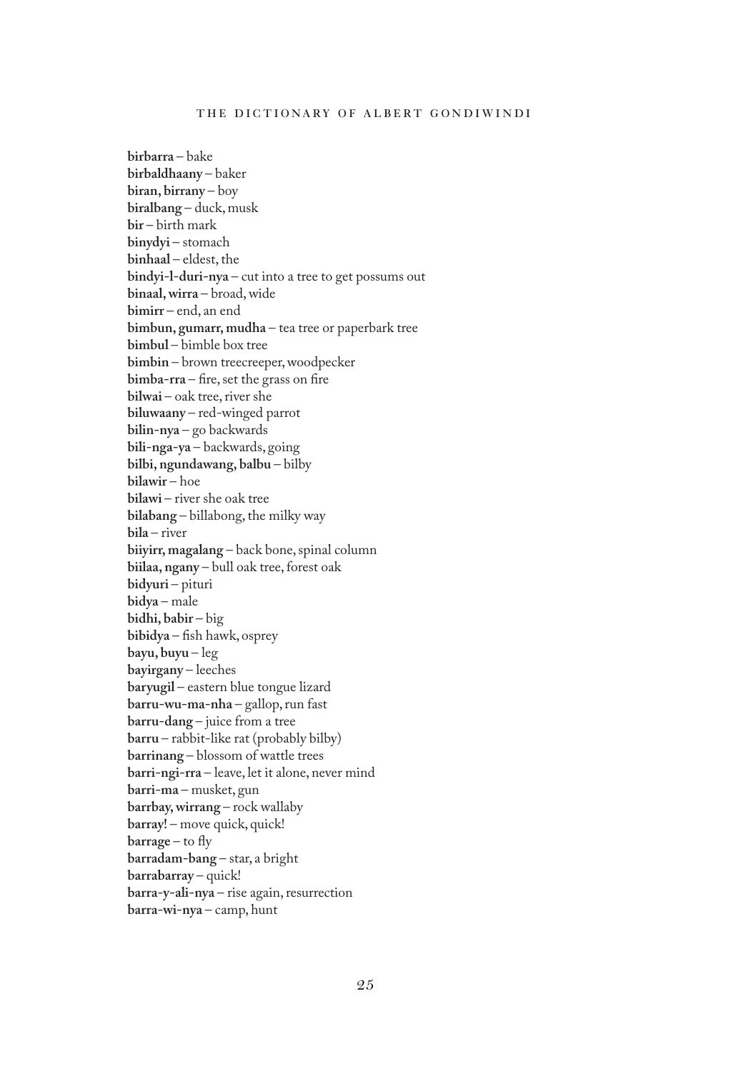**birbarra** – bake
**birbaldhaany** – baker
**biran, birrany** – boy
**biralbang** – duck, musk
**bir** – birth mark
**binydyi** – stomach
**binhaal** – eldest, the
**bindyi-l-duri-nya** – cut into a tree to get possums out
**binaal, wirra** – broad, wide
**bimirr** – end, an end
**bimbun, gumarr, mudha** – tea tree or paperbark tree
**bimbul** – bimble box tree
**bimbin** – brown treecreeper, woodpecker
**bimba-rra** – fire, set the grass on fire
**bilwai** – oak tree, river she
**biluwaany** – red-winged parrot
**bilin-nya** – go backwards
**bili-nga-ya** – backwards, going
**bilbi, ngundawang, balbu** – bilby
**bilawir** – hoe
**bilawi** – river she oak tree
**bilabang** – billabong, the milky way
**bila** – river
**biiyirr, magalang** – back bone, spinal column
**biilaa, ngany** – bull oak tree, forest oak
**bidyuri** – pituri
**bidya** – male
**bidhi, babir** – big
**bibidya** – fish hawk, osprey
**bayu, buyu** – leg
**bayirgany** – leeches
**baryugil** – eastern blue tongue lizard
**barru-wu-ma-nha** – gallop, run fast
**barru-dang** – juice from a tree
**barru** – rabbit-like rat (probably bilby)
**barrinang** – blossom of wattle trees
**barri-ngi-rra** – leave, let it alone, never mind
**barri-ma** – musket, gun
**barrbay, wirrang** – rock wallaby
**barray!** – move quick, quick!
**barrage** – to fly
**barradam-bang** – star, a bright
**barrabarray** – quick!
**barra-y-ali-nya** – rise again, resurrection
**barra-wi-nya** – camp, hunt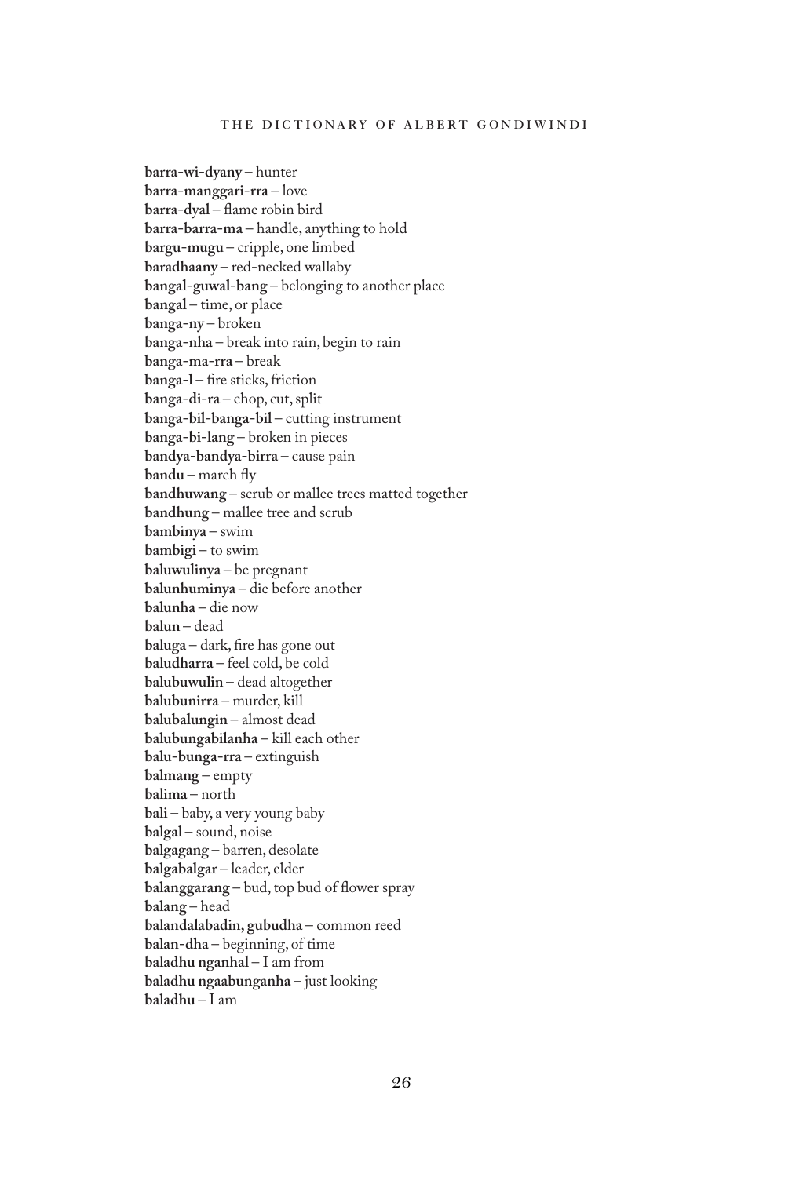**barra-wi-dyany** – hunter  
**barra-manggari-rra** – love  
**barra-dyal** – flame robin bird  
**barra-barra-ma** – handle, anything to hold  
**bargu-mugu** – cripple, one limbed  
**baradhaany** – red-necked wallaby  
**bangal-guwal-bang** – belonging to another place  
**bangal** – time, or place  
**banga-ny** – broken  
**banga-nha** – break into rain, begin to rain  
**banga-ma-rra** – break  
**banga-l** – fire sticks, friction  
**banga-di-ra** – chop, cut, split  
**banga-bil-banga-bil** – cutting instrument  
**banga-bi-lang** – broken in pieces  
**bandya-bandya-birra** – cause pain  
**bandu** – march fly  
**bandhuwang** – scrub or mallee trees matted together  
**bandhung** – mallee tree and scrub  
**bambinya** – swim  
**bambigi** – to swim  
**baluwulinya** – be pregnant  
**balunhuminya** – die before another  
**balunha** – die now  
**balun** – dead  
**baluga** – dark, fire has gone out  
**baludharra** – feel cold, be cold  
**balubuwulin** – dead altogether  
**balubunirra** – murder, kill  
**balubalungin** – almost dead  
**balubungabilanha** – kill each other  
**balu-bunga-rra** – extinguish  
**balmang** – empty  
**balima** – north  
**bali** – baby, a very young baby  
**balgal** – sound, noise  
**balgagang** – barren, desolate  
**balgabalgar** – leader, elder  
**balanggarang** – bud, top bud of flower spray  
**balang** – head  
**balandalabadin, gubudha** – common reed  
**balan-dha** – beginning, of time  
**baladhu nganhal** – I am from  
**baladhu ngaabunganha** – just looking  
**baladhu** – I am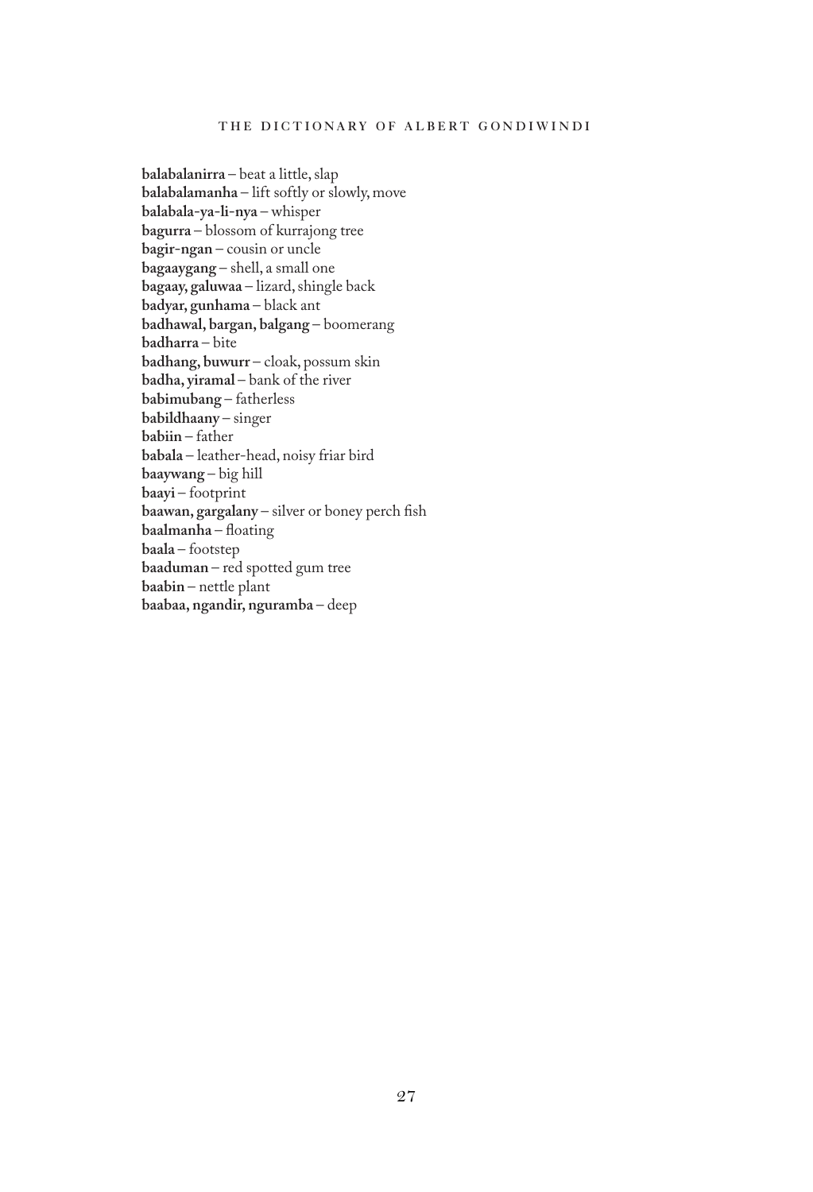**balabalanirra** – beat a little, slap
**balabalamanha** – lift softly or slowly, move
**balabala-ya-li-nya** – whisper
**bagurra** – blossom of kurrajong tree
**bagir-ngan** – cousin or uncle
**bagaaygang** – shell, a small one
**bagaay, galuwaa** – lizard, shingle back
**badyar, gunhama** – black ant
**badhawal, bargan, balgang** – boomerang
**badharra** – bite
**badhang, buwurr** – cloak, possum skin
**badha, yiramal** – bank of the river
**babimubang** – fatherless
**babildhaany** – singer
**babiin** – father
**babala** – leather-head, noisy friar bird
**baaywang** – big hill
**baayi** – footprint
**baawan, gargalany** – silver or boney perch fish
**baalmanha** – floating
**baala** – footstep
**baaduman** – red spotted gum tree
**baabin** – nettle plant
**baabaa, ngandir, nguramba** – deep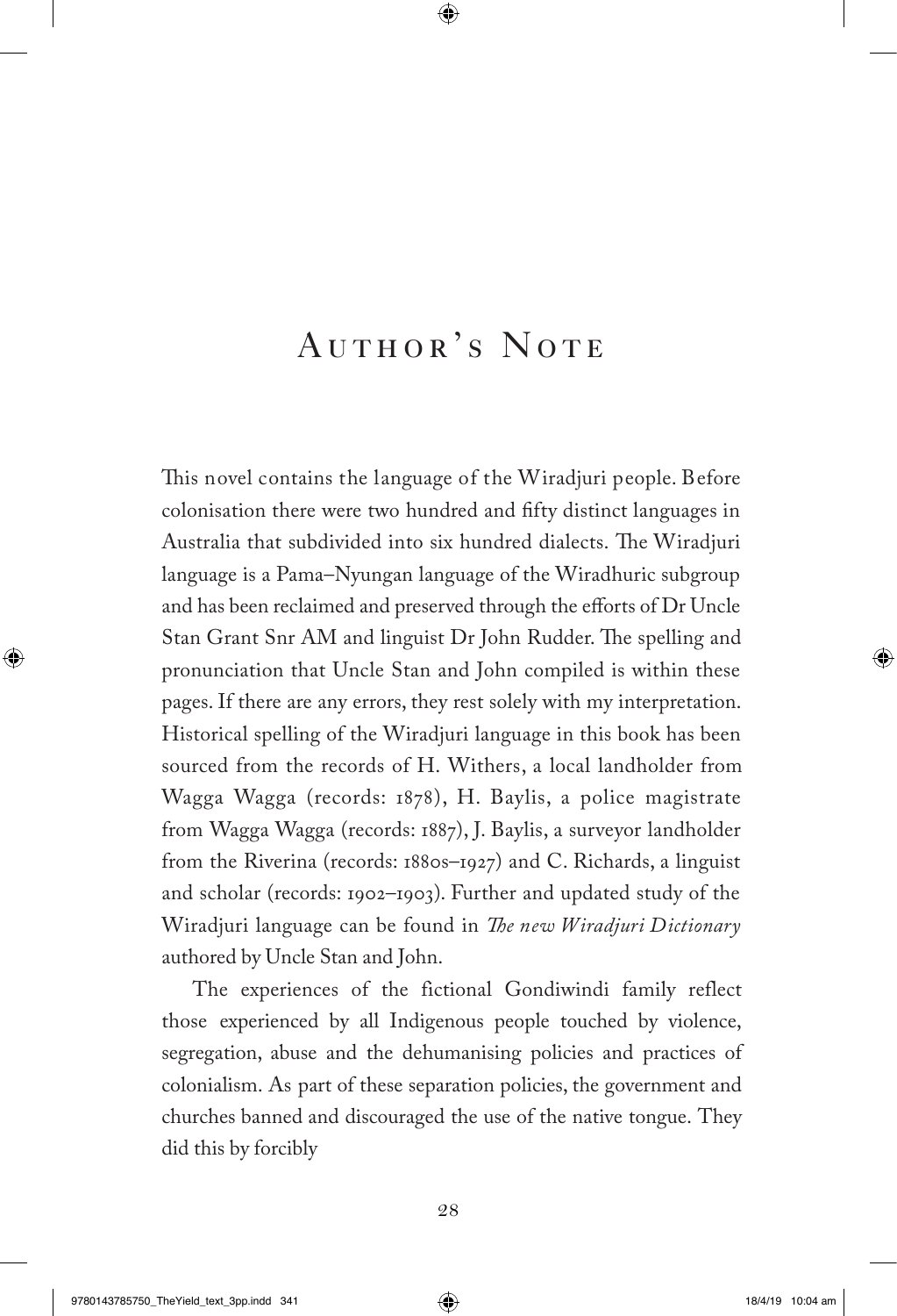# Author's Note

This novel contains the language of the Wiradjuri people. Before colonisation there were two hundred and fifty distinct languages in Australia that subdivided into six hundred dialects. The Wiradjuri language is a Pama–Nyungan language of the Wiradhuric subgroup and has been reclaimed and preserved through the efforts of Dr Uncle Stan Grant Snr AM and linguist Dr John Rudder. The spelling and pronunciation that Uncle Stan and John compiled is within these pages. If there are any errors, they rest solely with my interpretation. Historical spelling of the Wiradjuri language in this book has been sourced from the records of H. Withers, a local landholder from Wagga Wagga (records: 1878), H. Baylis, a police magistrate from Wagga Wagga (records: 1887), J. Baylis, a surveyor landholder from the Riverina (records: 1880s–1927) and C. Richards, a linguist and scholar (records: 1902–1903). Further and updated study of the Wiradjuri language can be found in *The new Wiradjuri Dictionary* authored by Uncle Stan and John.

The experiences of the fictional Gondiwindi family reflect those experienced by all Indigenous people touched by violence, segregation, abuse and the dehumanising policies and practices of colonialism. As part of these separation policies, the government and churches banned and discouraged the use of the native tongue. They did this by forcibly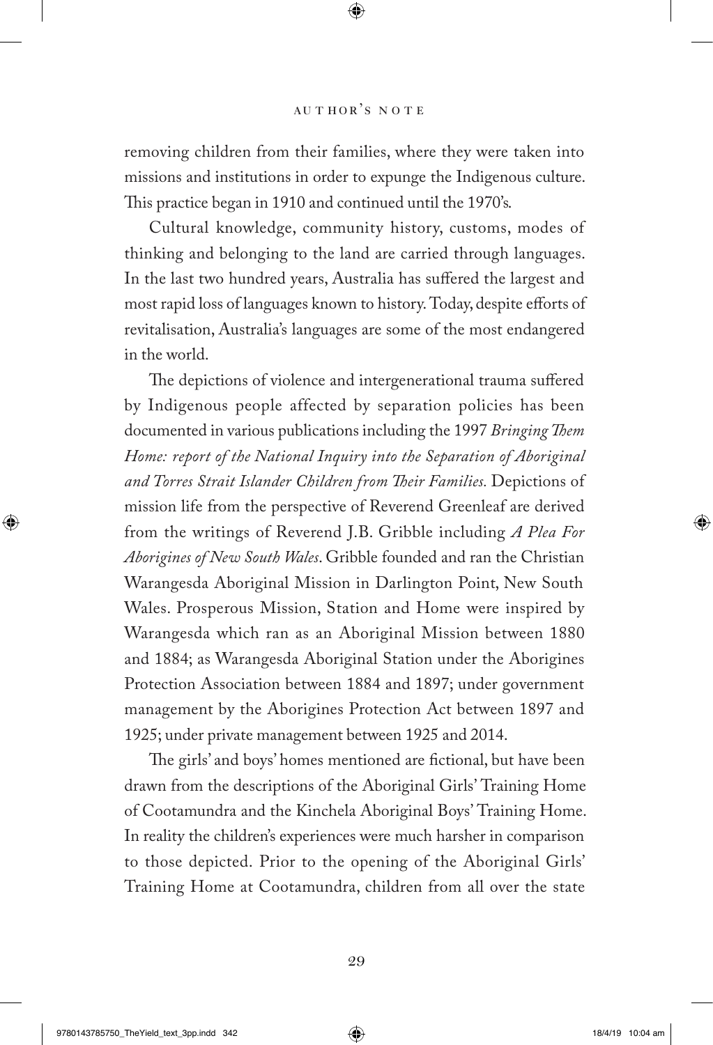removing children from their families, where they were taken into missions and institutions in order to expunge the Indigenous culture. This practice began in 1910 and continued until the 1970's.

Cultural knowledge, community history, customs, modes of thinking and belonging to the land are carried through languages. In the last two hundred years, Australia has suffered the largest and most rapid loss of languages known to history. Today, despite efforts of revitalisation, Australia's languages are some of the most endangered in the world.

The depictions of violence and intergenerational trauma suffered by Indigenous people affected by separation policies has been documented in various publications including the 1997 *Bringing Them Home: report of the National Inquiry into the Separation of Aboriginal and Torres Strait Islander Children from Their Families*. Depictions of mission life from the perspective of Reverend Greenleaf are derived from the writings of Reverend J.B. Gribble including *A Plea For Aborigines of New South Wales*. Gribble founded and ran the Christian Warangesda Aboriginal Mission in Darlington Point, New South Wales. Prosperous Mission, Station and Home were inspired by Warangesda which ran as an Aboriginal Mission between 1880 and 1884; as Warangesda Aboriginal Station under the Aborigines Protection Association between 1884 and 1897; under government management by the Aborigines Protection Act between 1897 and 1925; under private management between 1925 and 2014.

The girls' and boys' homes mentioned are fictional, but have been drawn from the descriptions of the Aboriginal Girls' Training Home of Cootamundra and the Kinchela Aboriginal Boys' Training Home. In reality the children's experiences were much harsher in comparison to those depicted. Prior to the opening of the Aboriginal Girls' Training Home at Cootamundra, children from all over the state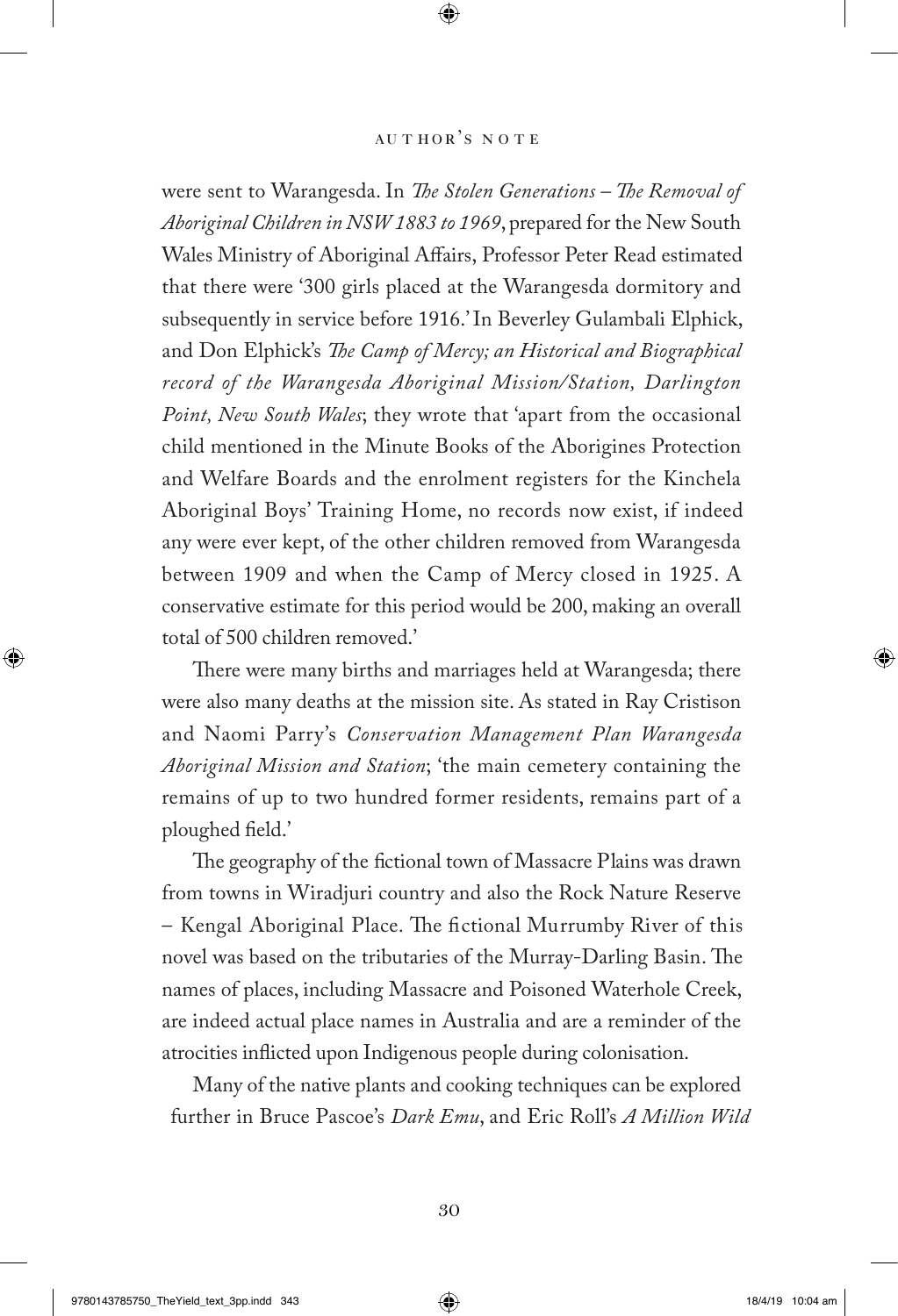were sent to Warangesda. In *The Stolen Generations – The Removal of Aboriginal Children in NSW 1883 to 1969*, prepared for the New South Wales Ministry of Aboriginal Affairs, Professor Peter Read estimated that there were '300 girls placed at the Warangesda dormitory and subsequently in service before 1916.' In Beverley Gulambali Elphick, and Don Elphick's *The Camp of Mercy; an Historical and Biographical record of the Warangesda Aboriginal Mission/Station, Darlington Point, New South Wales*; they wrote that 'apart from the occasional child mentioned in the Minute Books of the Aborigines Protection and Welfare Boards and the enrolment registers for the Kinchela Aboriginal Boys' Training Home, no records now exist, if indeed any were ever kept, of the other children removed from Warangesda between 1909 and when the Camp of Mercy closed in 1925. A conservative estimate for this period would be 200, making an overall total of 500 children removed.'

There were many births and marriages held at Warangesda; there were also many deaths at the mission site. As stated in Ray Cristison and Naomi Parry's *Conservation Management Plan Warangesda Aboriginal Mission and Station*; 'the main cemetery containing the remains of up to two hundred former residents, remains part of a ploughed field.'

The geography of the fictional town of Massacre Plains was drawn from towns in Wiradjuri country and also the Rock Nature Reserve – Kengal Aboriginal Place. The fictional Murrumby River of this novel was based on the tributaries of the Murray-Darling Basin. The names of places, including Massacre and Poisoned Waterhole Creek, are indeed actual place names in Australia and are a reminder of the atrocities inflicted upon Indigenous people during colonisation.

Many of the native plants and cooking techniques can be explored further in Bruce Pascoe's *Dark Emu*, and Eric Roll's *A Million Wild*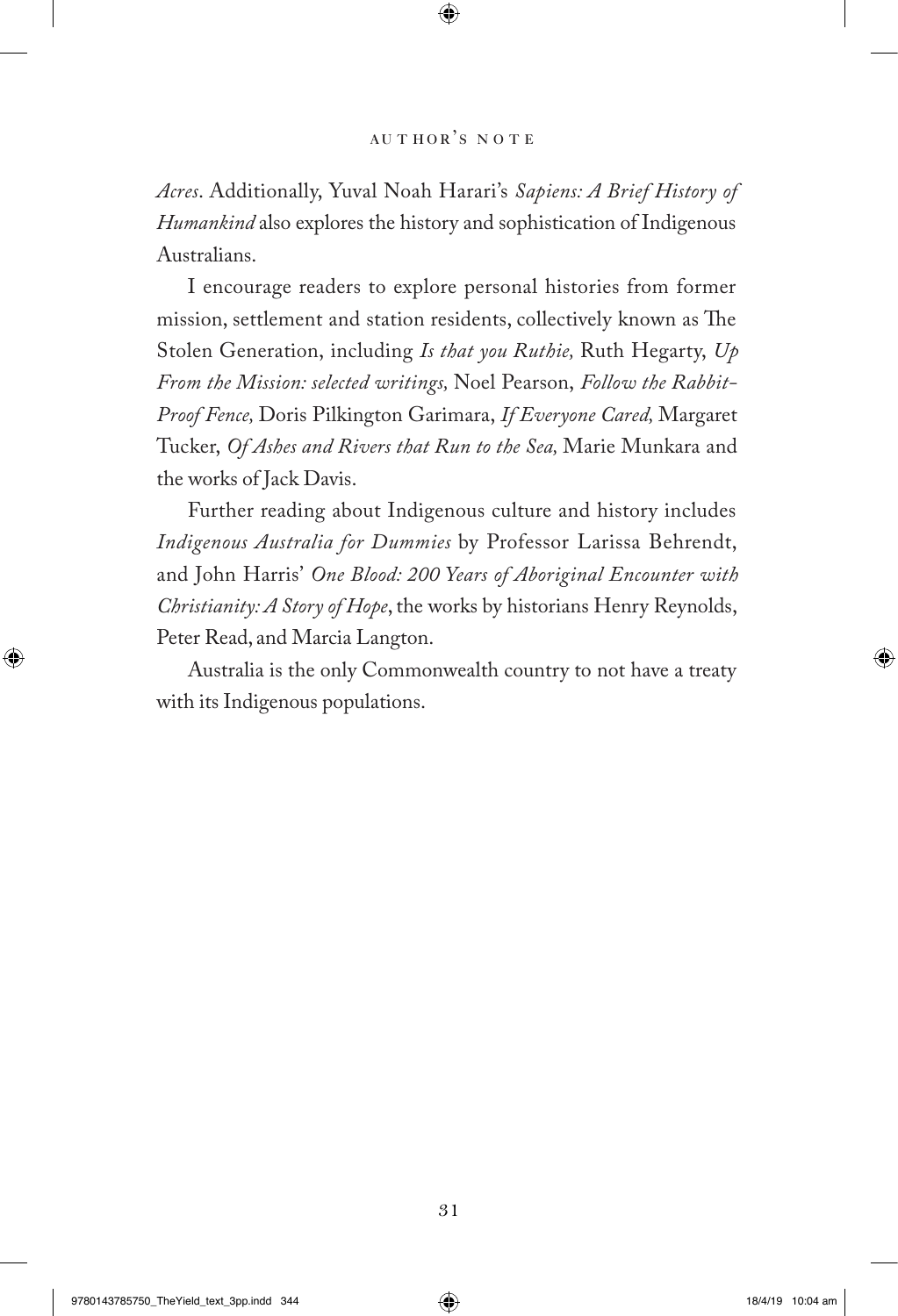*Acres*. Additionally, Yuval Noah Harari's *Sapiens: A Brief History of Humankind* also explores the history and sophistication of Indigenous Australians.

I encourage readers to explore personal histories from former mission, settlement and station residents, collectively known as The Stolen Generation, including *Is that you Ruthie,* Ruth Hegarty, *Up From the Mission: selected writings,* Noel Pearson, *Follow the Rabbit-Proof Fence,* Doris Pilkington Garimara, *If Everyone Cared,* Margaret Tucker, *Of Ashes and Rivers that Run to the Sea,* Marie Munkara and the works of Jack Davis.

Further reading about Indigenous culture and history includes *Indigenous Australia for Dummies* by Professor Larissa Behrendt, and John Harris' *One Blood: 200 Years of Aboriginal Encounter with Christianity: A Story of Hope*, the works by historians Henry Reynolds, Peter Read, and Marcia Langton.

Australia is the only Commonwealth country to not have a treaty with its Indigenous populations.